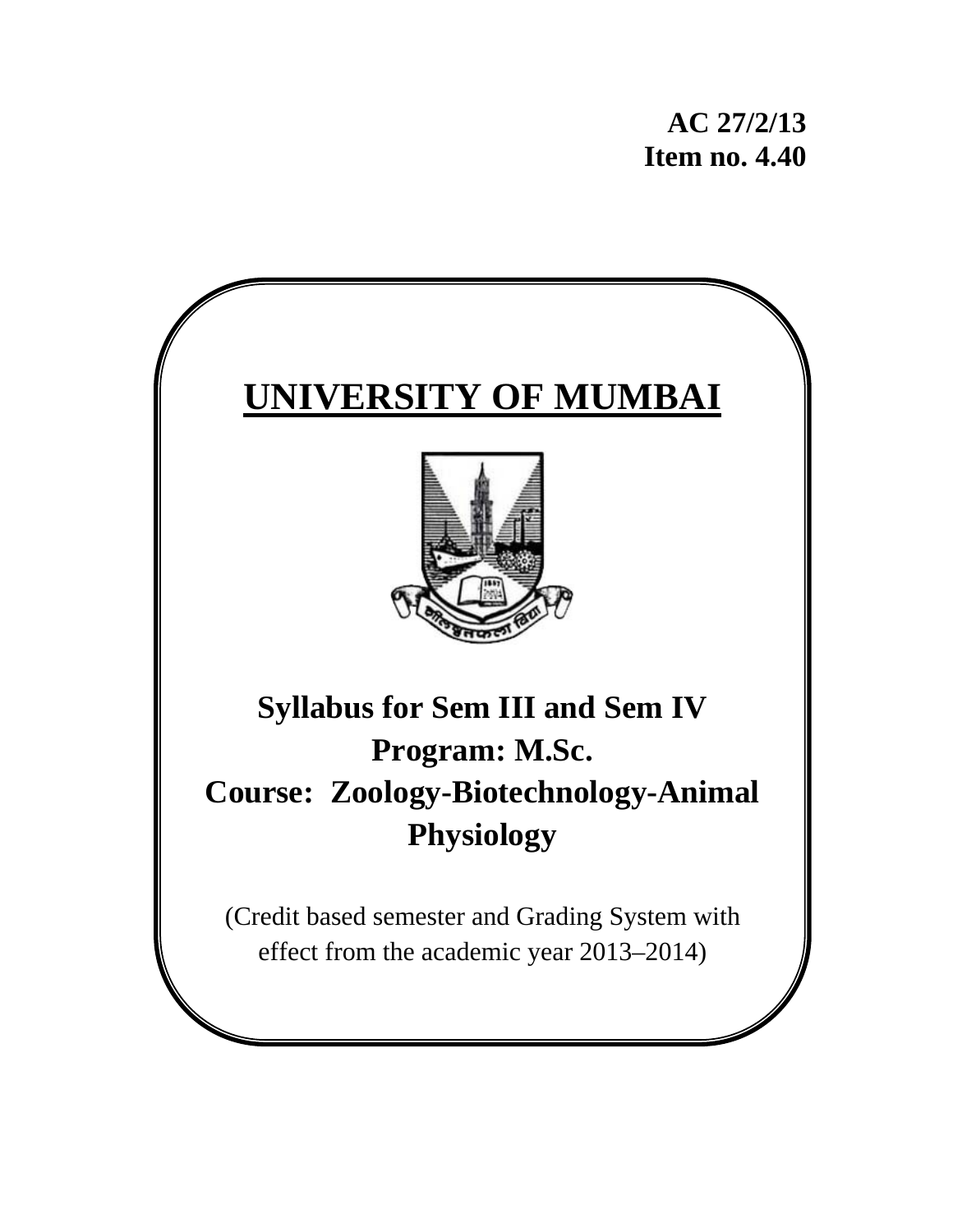**AC 27/2/13**
**Item no. 4.40**

# UNIVERSITY OF MUMBAI

## Syllabus for Sem III and Sem IV
## Program: M.Sc.
## Course: Zoology-Biotechnology-Animal Physiology

(Credit based semester and Grading System with effect from the academic year 2013–2014)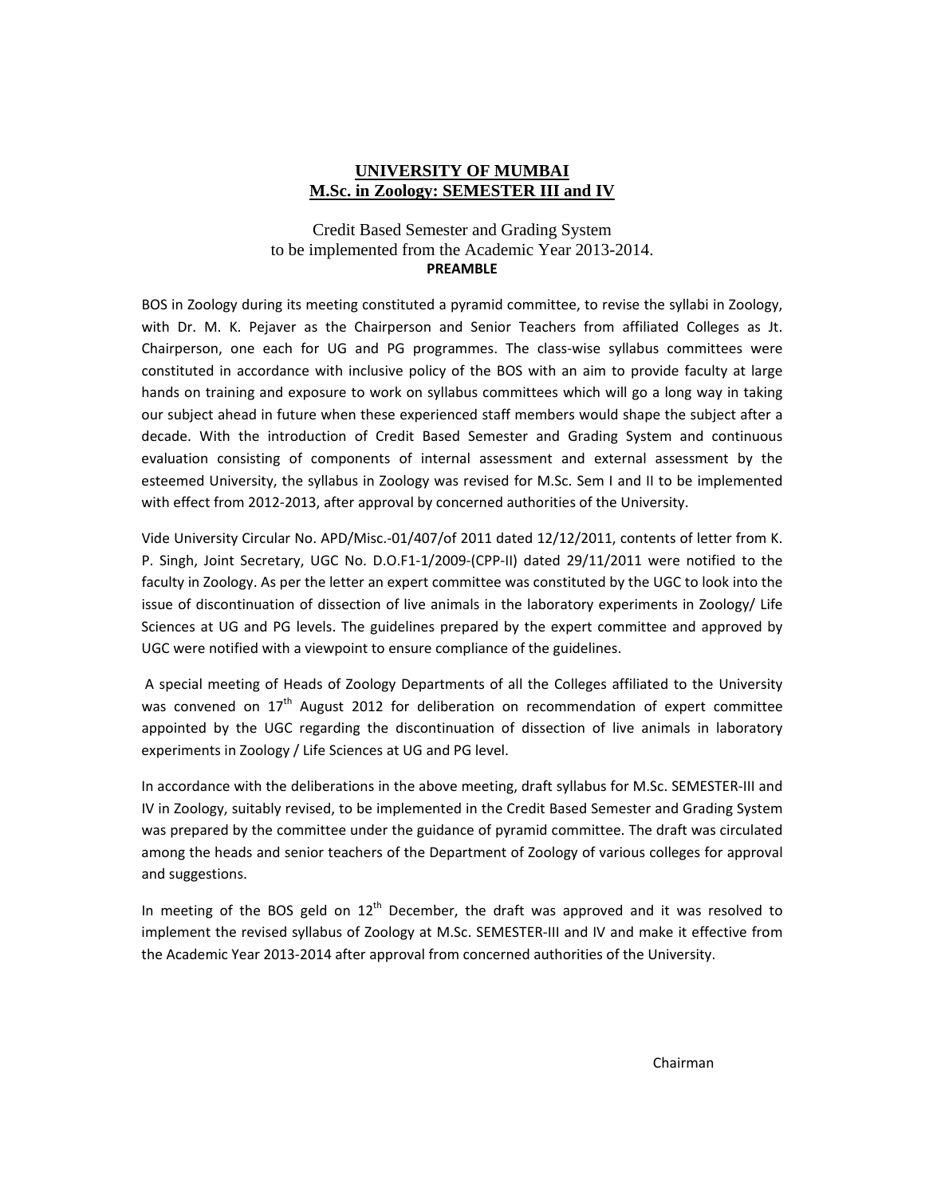# UNIVERSITY OF MUMBAI
## M.Sc. in Zoology: SEMESTER III and IV

Credit Based Semester and Grading System
to be implemented from the Academic Year 2013-2014.

**PREAMBLE**

BOS in Zoology during its meeting constituted a pyramid committee, to revise the syllabi in Zoology, with Dr. M. K. Pejaver as the Chairperson and Senior Teachers from affiliated Colleges as Jt. Chairperson, one each for UG and PG programmes. The class-wise syllabus committees were constituted in accordance with inclusive policy of the BOS with an aim to provide faculty at large hands on training and exposure to work on syllabus committees which will go a long way in taking our subject ahead in future when these experienced staff members would shape the subject after a decade. With the introduction of Credit Based Semester and Grading System and continuous evaluation consisting of components of internal assessment and external assessment by the esteemed University, the syllabus in Zoology was revised for M.Sc. Sem I and II to be implemented with effect from 2012-2013, after approval by concerned authorities of the University.

Vide University Circular No. APD/Misc.-01/407/of 2011 dated 12/12/2011, contents of letter from K. P. Singh, Joint Secretary, UGC No. D.O.F1-1/2009-(CPP-II) dated 29/11/2011 were notified to the faculty in Zoology. As per the letter an expert committee was constituted by the UGC to look into the issue of discontinuation of dissection of live animals in the laboratory experiments in Zoology/ Life Sciences at UG and PG levels. The guidelines prepared by the expert committee and approved by UGC were notified with a viewpoint to ensure compliance of the guidelines.

A special meeting of Heads of Zoology Departments of all the Colleges affiliated to the University was convened on 17th August 2012 for deliberation on recommendation of expert committee appointed by the UGC regarding the discontinuation of dissection of live animals in laboratory experiments in Zoology / Life Sciences at UG and PG level.

In accordance with the deliberations in the above meeting, draft syllabus for M.Sc. SEMESTER-III and IV in Zoology, suitably revised, to be implemented in the Credit Based Semester and Grading System was prepared by the committee under the guidance of pyramid committee. The draft was circulated among the heads and senior teachers of the Department of Zoology of various colleges for approval and suggestions.

In meeting of the BOS geld on 12th December, the draft was approved and it was resolved to implement the revised syllabus of Zoology at M.Sc. SEMESTER-III and IV and make it effective from the Academic Year 2013-2014 after approval from concerned authorities of the University.

Chairman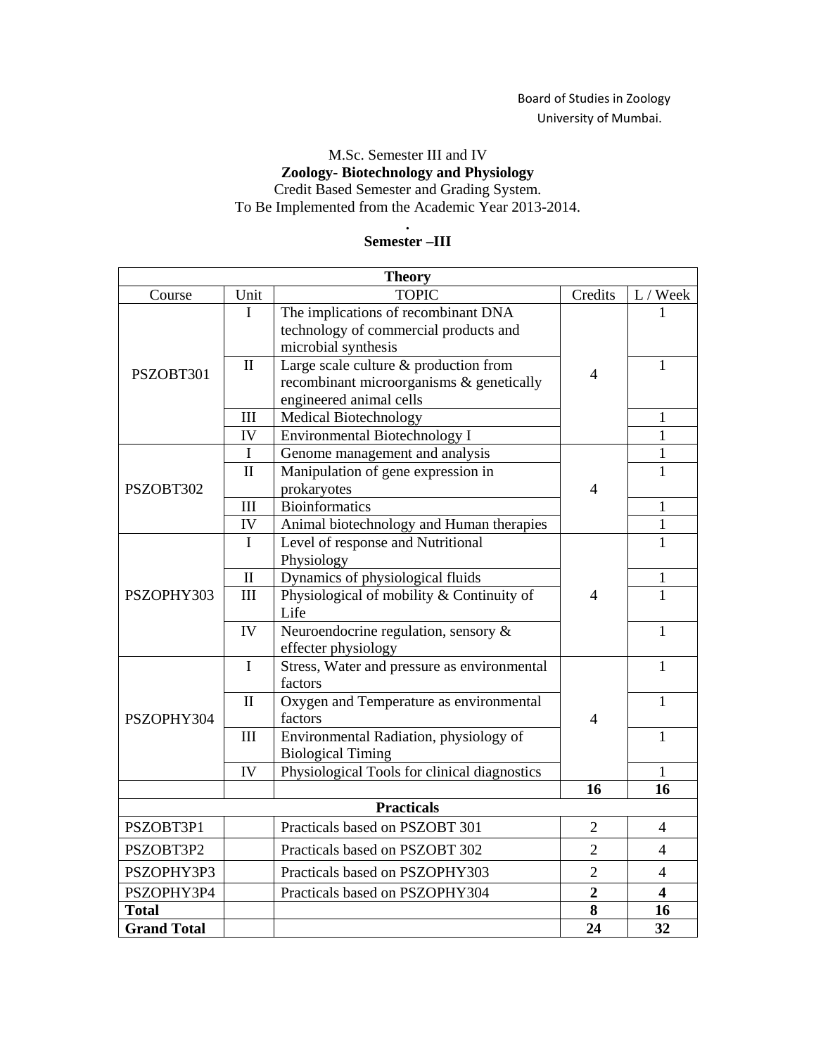Board of Studies in Zoology
University of Mumbai.

M.Sc. Semester III and IV
**Zoology- Biotechnology and Physiology**
Credit Based Semester and Grading System.
To Be Implemented from the Academic Year 2013-2014.

.

**Semester –III**

| Theory | | | | |
|---|---|---|---|---|
| Course | Unit | TOPIC | Credits | L / Week |
| PSZOBT301 | I | The implications of recombinant DNA technology of commercial products and microbial synthesis | 4 | 1 |
| | II | Large scale culture & production from recombinant microorganisms & genetically engineered animal cells | | 1 |
| | III | Medical Biotechnology | | 1 |
| | IV | Environmental Biotechnology I | | 1 |
| PSZOBT302 | I | Genome management and analysis | 4 | 1 |
| | II | Manipulation of gene expression in prokaryotes | | 1 |
| | III | Bioinformatics | | 1 |
| | IV | Animal biotechnology and Human therapies | | 1 |
| PSZOPHY303 | I | Level of response and Nutritional Physiology | 4 | 1 |
| | II | Dynamics of physiological fluids | | 1 |
| | III | Physiological of mobility & Continuity of Life | | 1 |
| | IV | Neuroendocrine regulation, sensory & effecter physiology | | 1 |
| PSZOPHY304 | I | Stress, Water and pressure as environmental factors | 4 | 1 |
| | II | Oxygen and Temperature as environmental factors | | 1 |
| | III | Environmental Radiation, physiology of Biological Timing | | 1 |
| | IV | Physiological Tools for clinical diagnostics | | 1 |
| | | | **16** | **16** |
| **Practicals** | | | | |
| PSZOBT3P1 | | Practicals based on PSZOBT 301 | 2 | 4 |
| PSZOBT3P2 | | Practicals based on PSZOBT 302 | 2 | 4 |
| PSZOPHY3P3 | | Practicals based on PSZOPHY303 | 2 | 4 |
| PSZOPHY3P4 | | Practicals based on PSZOPHY304 | **2** | **4** |
| **Total** | | | **8** | **16** |
| **Grand Total** | | | **24** | **32** |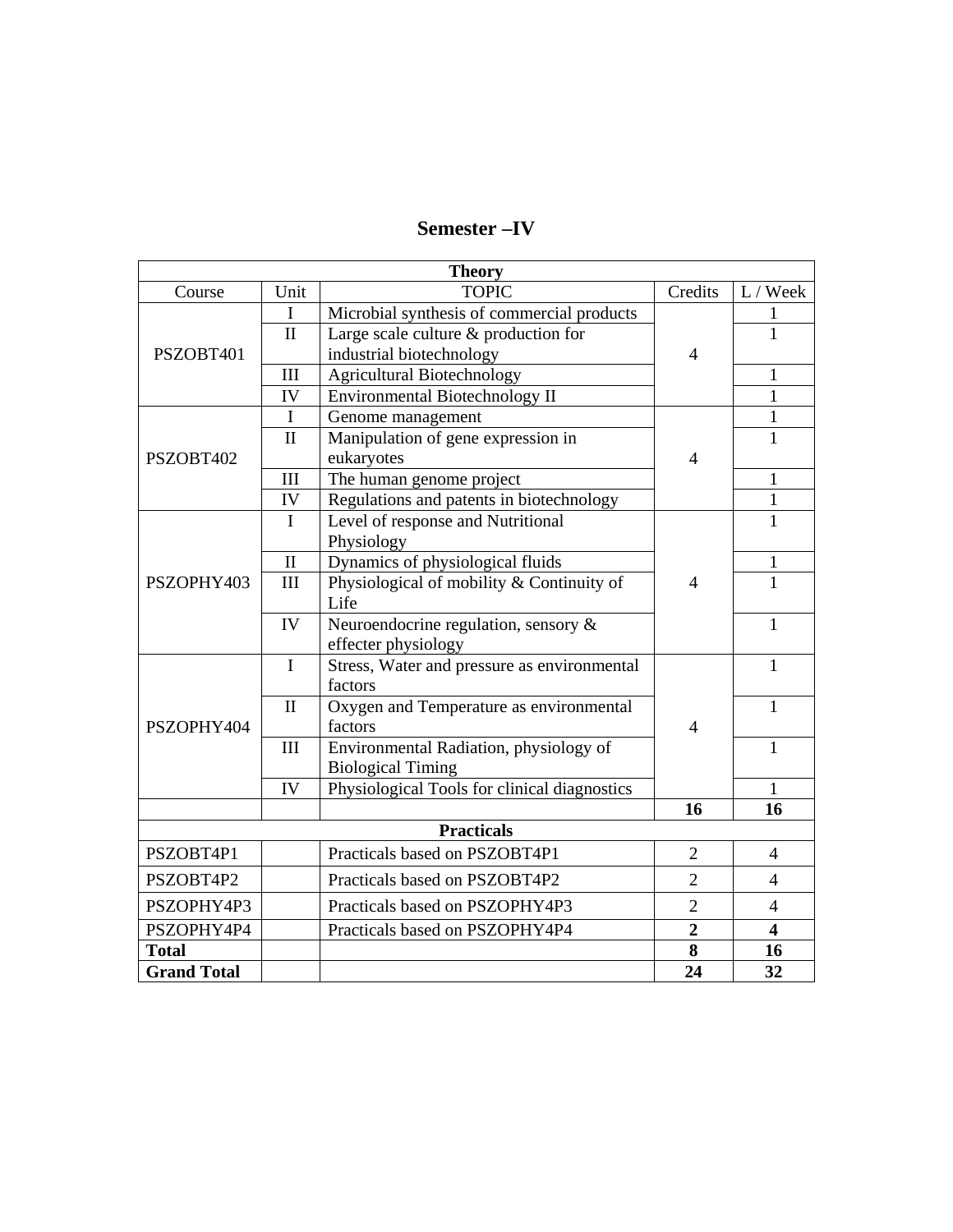# Semester –IV

| Theory | | | | |
|---|---|---|---|---|
| Course | Unit | TOPIC | Credits | L / Week |
| PSZOBT401 | I | Microbial synthesis of commercial products | 4 | 1 |
| | II | Large scale culture & production for industrial biotechnology | | 1 |
| | III | Agricultural Biotechnology | | 1 |
| | IV | Environmental Biotechnology II | | 1 |
| PSZOBT402 | I | Genome management | 4 | 1 |
| | II | Manipulation of gene expression in eukaryotes | | 1 |
| | III | The human genome project | | 1 |
| | IV | Regulations and patents in biotechnology | | 1 |
| PSZOPHY403 | I | Level of response and Nutritional Physiology | 4 | 1 |
| | II | Dynamics of physiological fluids | | 1 |
| | III | Physiological of mobility & Continuity of Life | | 1 |
| | IV | Neuroendocrine regulation, sensory & effecter physiology | | 1 |
| PSZOPHY404 | I | Stress, Water and pressure as environmental factors | 4 | 1 |
| | II | Oxygen and Temperature as environmental factors | | 1 |
| | III | Environmental Radiation, physiology of Biological Timing | | 1 |
| | IV | Physiological Tools for clinical diagnostics | | 1 |
| | | | **16** | **16** |
| **Practicals** | | | | |
| PSZOBT4P1 | | Practicals based on PSZOBT4P1 | 2 | 4 |
| PSZOBT4P2 | | Practicals based on PSZOBT4P2 | 2 | 4 |
| PSZOPHY4P3 | | Practicals based on PSZOPHY4P3 | 2 | 4 |
| PSZOPHY4P4 | | Practicals based on PSZOPHY4P4 | **2** | **4** |
| **Total** | | | **8** | **16** |
| **Grand Total** | | | **24** | **32** |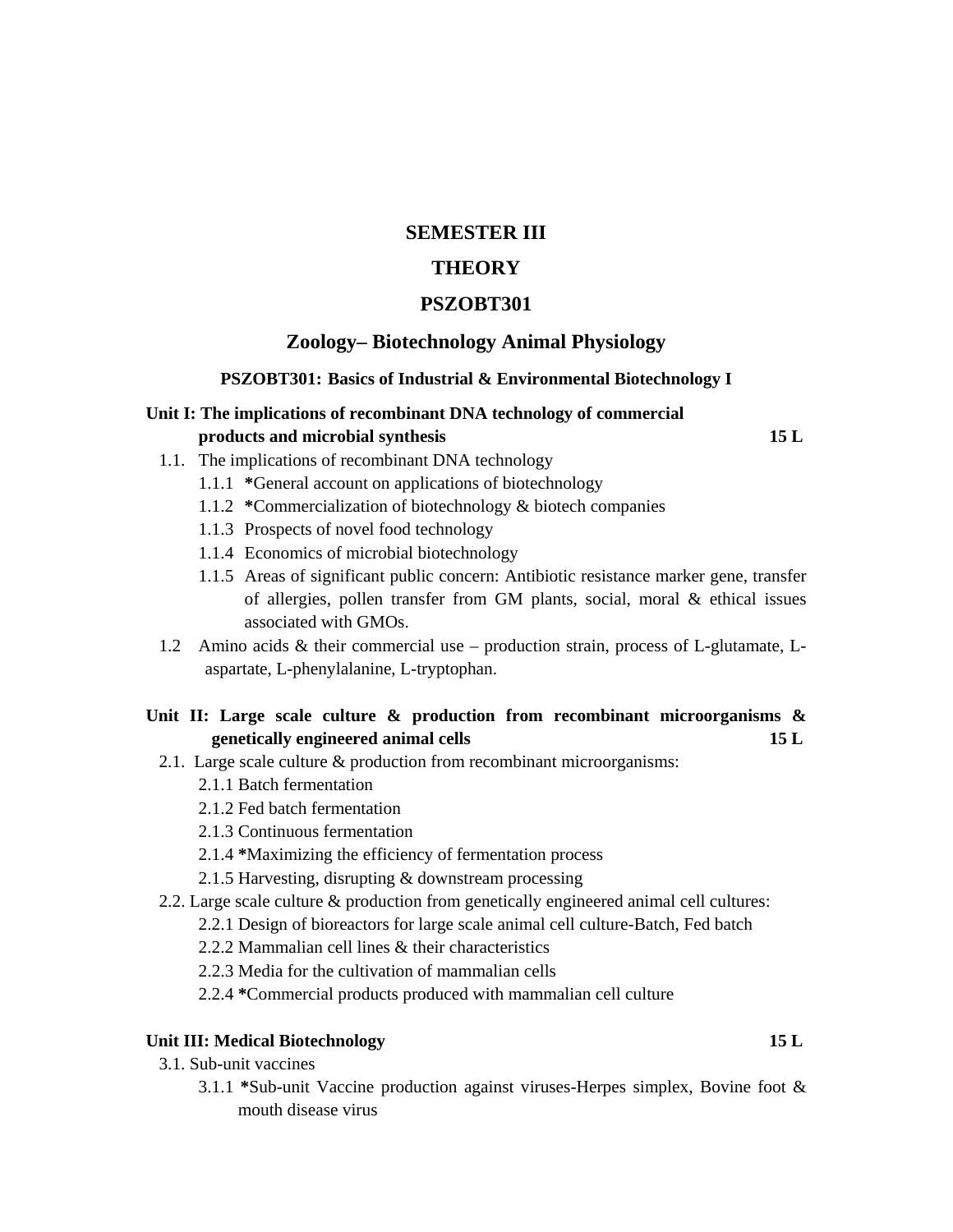# SEMESTER III

# THEORY

# PSZOBT301

## Zoology– Biotechnology Animal Physiology

### PSZOBT301: Basics of Industrial & Environmental Biotechnology I

**Unit I: The implications of recombinant DNA technology of commercial products and microbial synthesis** **15 L**

- 1.1. The implications of recombinant DNA technology
  - 1.1.1 ***General account on applications of biotechnology
  - 1.1.2 ***Commercialization of biotechnology & biotech companies
  - 1.1.3 Prospects of novel food technology
  - 1.1.4 Economics of microbial biotechnology
  - 1.1.5 Areas of significant public concern: Antibiotic resistance marker gene, transfer of allergies, pollen transfer from GM plants, social, moral & ethical issues associated with GMOs.
- 1.2 Amino acids & their commercial use – production strain, process of L-glutamate, L-aspartate, L-phenylalanine, L-tryptophan.

**Unit II: Large scale culture & production from recombinant microorganisms & genetically engineered animal cells** **15 L**

- 2.1. Large scale culture & production from recombinant microorganisms:
  - 2.1.1 Batch fermentation
  - 2.1.2 Fed batch fermentation
  - 2.1.3 Continuous fermentation
  - 2.1.4 ***Maximizing the efficiency of fermentation process
  - 2.1.5 Harvesting, disrupting & downstream processing
- 2.2. Large scale culture & production from genetically engineered animal cell cultures:
  - 2.2.1 Design of bioreactors for large scale animal cell culture-Batch, Fed batch
  - 2.2.2 Mammalian cell lines & their characteristics
  - 2.2.3 Media for the cultivation of mammalian cells
  - 2.2.4 ***Commercial products produced with mammalian cell culture

**Unit III: Medical Biotechnology** **15 L**

- 3.1. Sub-unit vaccines
  - 3.1.1 ***Sub-unit Vaccine production against viruses-Herpes simplex, Bovine foot & mouth disease virus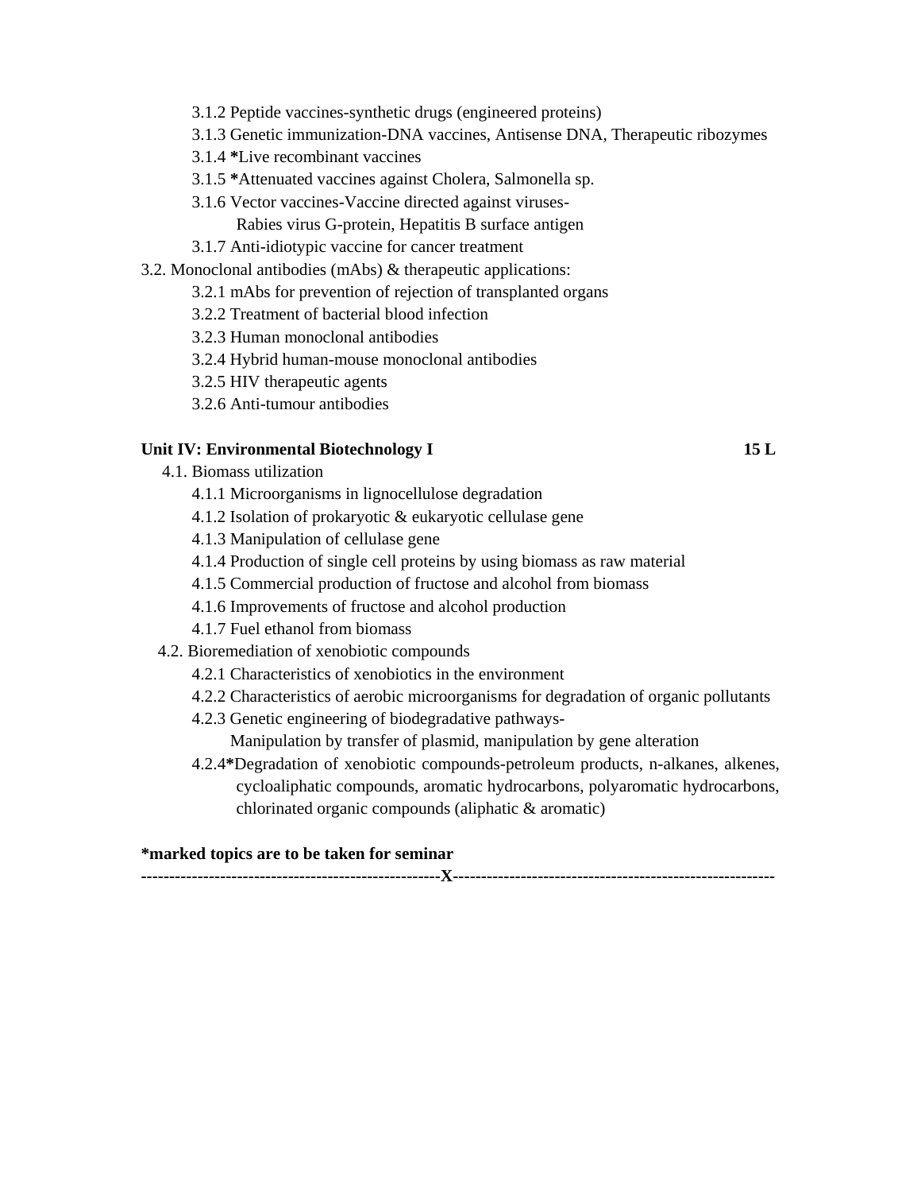- 3.1.2 Peptide vaccines-synthetic drugs (engineered proteins)
- 3.1.3 Genetic immunization-DNA vaccines, Antisense DNA, Therapeutic ribozymes
- 3.1.4 ***Live recombinant vaccines**
- 3.1.5 ***Attenuated vaccines against Cholera, Salmonella sp.**
- 3.1.6 Vector vaccines-Vaccine directed against viruses-
  Rabies virus G-protein, Hepatitis B surface antigen
- 3.1.7 Anti-idiotypic vaccine for cancer treatment

3.2. Monoclonal antibodies (mAbs) & therapeutic applications:

- 3.2.1 mAbs for prevention of rejection of transplanted organs
- 3.2.2 Treatment of bacterial blood infection
- 3.2.3 Human monoclonal antibodies
- 3.2.4 Hybrid human-mouse monoclonal antibodies
- 3.2.5 HIV therapeutic agents
- 3.2.6 Anti-tumour antibodies

**Unit IV: Environmental Biotechnology I** **15 L**

4.1. Biomass utilization

- 4.1.1 Microorganisms in lignocellulose degradation
- 4.1.2 Isolation of prokaryotic & eukaryotic cellulase gene
- 4.1.3 Manipulation of cellulase gene
- 4.1.4 Production of single cell proteins by using biomass as raw material
- 4.1.5 Commercial production of fructose and alcohol from biomass
- 4.1.6 Improvements of fructose and alcohol production
- 4.1.7 Fuel ethanol from biomass

4.2. Bioremediation of xenobiotic compounds

- 4.2.1 Characteristics of xenobiotics in the environment
- 4.2.2 Characteristics of aerobic microorganisms for degradation of organic pollutants
- 4.2.3 Genetic engineering of biodegradative pathways-
  Manipulation by transfer of plasmid, manipulation by gene alteration
- 4.2.4***Degradation of xenobiotic compounds-petroleum products, n-alkanes, alkenes, cycloaliphatic compounds, aromatic hydrocarbons, polyaromatic hydrocarbons, chlorinated organic compounds (aliphatic & aromatic)**

***marked topics are to be taken for seminar**

---------------------------------------------------**X**--------------------------------------------------------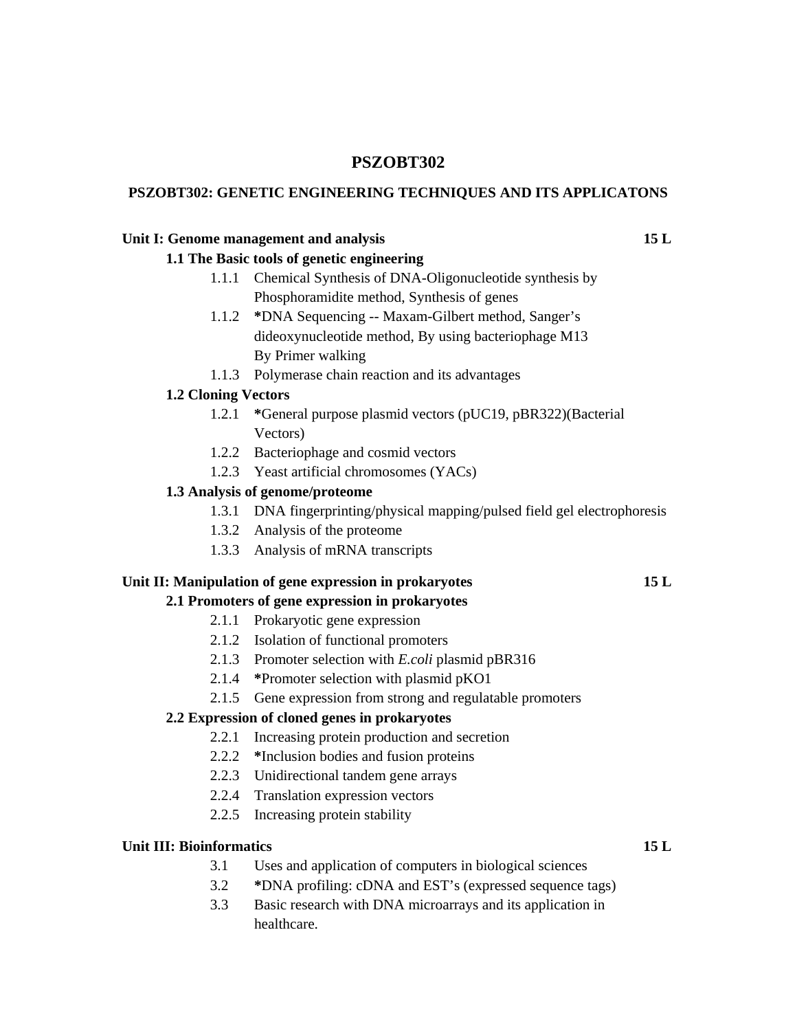# PSZOBT302

## PSZOBT302: GENETIC ENGINEERING TECHNIQUES AND ITS APPLICATONS

**Unit I: Genome management and analysis** **15 L**

**1.1 The Basic tools of genetic engineering**

- 1.1.1 Chemical Synthesis of DNA-Oligonucleotide synthesis by Phosphoramidite method, Synthesis of genes
- 1.1.2 ***DNA Sequencing -- Maxam-Gilbert method, Sanger's dideoxynucleotide method, By using bacteriophage M13 By Primer walking
- 1.1.3 Polymerase chain reaction and its advantages

**1.2 Cloning Vectors**

- 1.2.1 ***General purpose plasmid vectors (pUC19, pBR322)(Bacterial Vectors)
- 1.2.2 Bacteriophage and cosmid vectors
- 1.2.3 Yeast artificial chromosomes (YACs)

**1.3 Analysis of genome/proteome**

- 1.3.1 DNA fingerprinting/physical mapping/pulsed field gel electrophoresis
- 1.3.2 Analysis of the proteome
- 1.3.3 Analysis of mRNA transcripts

**Unit II: Manipulation of gene expression in prokaryotes** **15 L**

**2.1 Promoters of gene expression in prokaryotes**

- 2.1.1 Prokaryotic gene expression
- 2.1.2 Isolation of functional promoters
- 2.1.3 Promoter selection with *E.coli* plasmid pBR316
- 2.1.4 ***Promoter selection with plasmid pKO1
- 2.1.5 Gene expression from strong and regulatable promoters

**2.2 Expression of cloned genes in prokaryotes**

- 2.2.1 Increasing protein production and secretion
- 2.2.2 ***Inclusion bodies and fusion proteins
- 2.2.3 Unidirectional tandem gene arrays
- 2.2.4 Translation expression vectors
- 2.2.5 Increasing protein stability

**Unit III: Bioinformatics** **15 L**

- 3.1 Uses and application of computers in biological sciences
- 3.2 ***DNA profiling: cDNA and EST's (expressed sequence tags)
- 3.3 Basic research with DNA microarrays and its application in healthcare.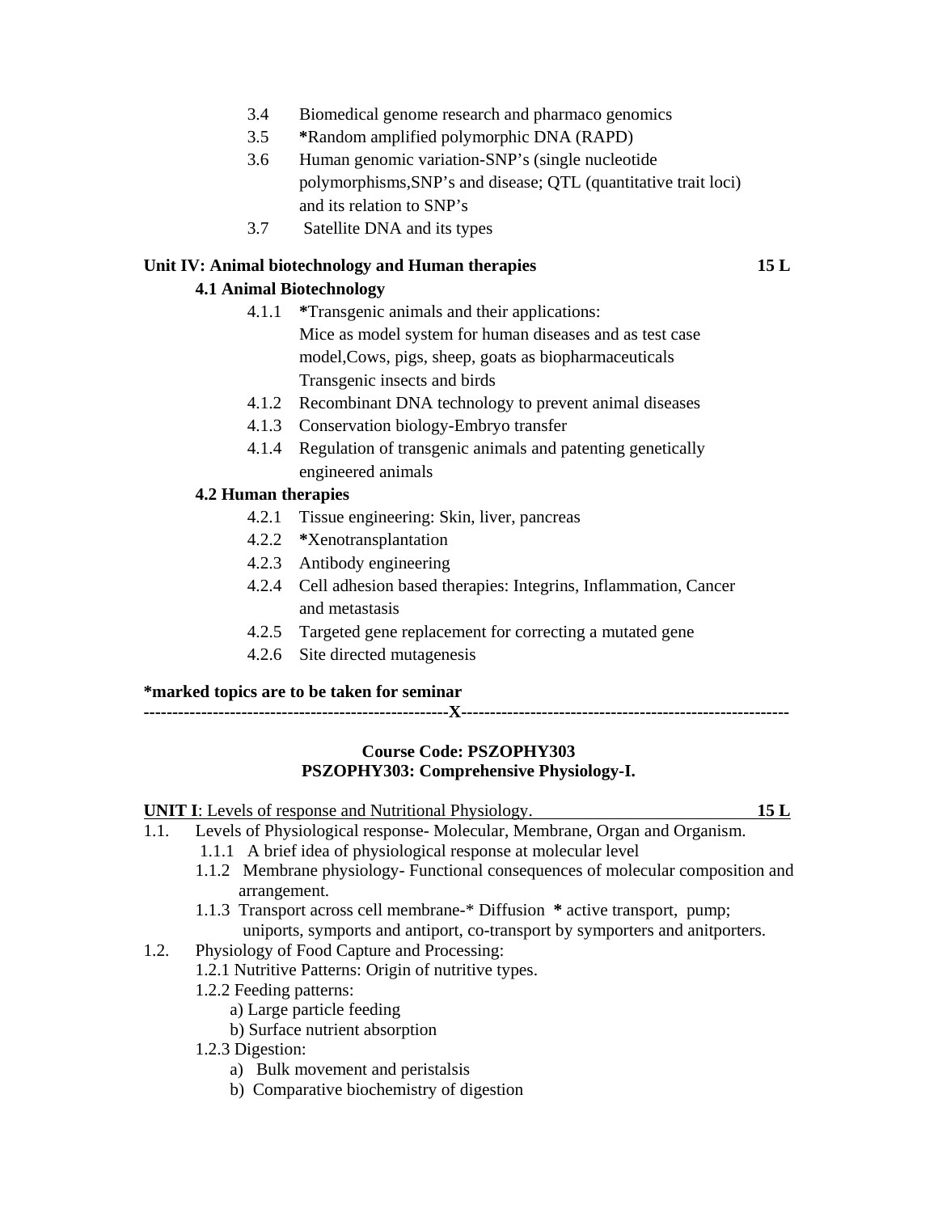- 3.4 Biomedical genome research and pharmaco genomics
- 3.5 **\***Random amplified polymorphic DNA (RAPD)
- 3.6 Human genomic variation-SNP's (single nucleotide polymorphisms,SNP's and disease; QTL (quantitative trait loci) and its relation to SNP's
- 3.7 Satellite DNA and its types

**Unit IV: Animal biotechnology and Human therapies** **15 L**

**4.1 Animal Biotechnology**

- 4.1.1 **\***Transgenic animals and their applications:
  Mice as model system for human diseases and as test case model,Cows, pigs, sheep, goats as biopharmaceuticals
  Transgenic insects and birds
- 4.1.2 Recombinant DNA technology to prevent animal diseases
- 4.1.3 Conservation biology-Embryo transfer
- 4.1.4 Regulation of transgenic animals and patenting genetically engineered animals

**4.2 Human therapies**

- 4.2.1 Tissue engineering: Skin, liver, pancreas
- 4.2.2 **\***Xenotransplantation
- 4.2.3 Antibody engineering
- 4.2.4 Cell adhesion based therapies: Integrins, Inflammation, Cancer and metastasis
- 4.2.5 Targeted gene replacement for correcting a mutated gene
- 4.2.6 Site directed mutagenesis

**\*marked topics are to be taken for seminar**

-----------------------------------------------------X---------------------------------------------------------

**Course Code: PSZOPHY303**
**PSZOPHY303: Comprehensive Physiology-I.**

**UNIT I**: Levels of response and Nutritional Physiology. **15 L**

1.1. Levels of Physiological response- Molecular, Membrane, Organ and Organism.
- 1.1.1 A brief idea of physiological response at molecular level
- 1.1.2 Membrane physiology- Functional consequences of molecular composition and arrangement.
- 1.1.3 Transport across cell membrane-* Diffusion * active transport, pump; uniports, symports and antiport, co-transport by symporters and anitporters.

1.2. Physiology of Food Capture and Processing:
- 1.2.1 Nutritive Patterns: Origin of nutritive types.
- 1.2.2 Feeding patterns:
  - a) Large particle feeding
  - b) Surface nutrient absorption
- 1.2.3 Digestion:
  - a) Bulk movement and peristalsis
  - b) Comparative biochemistry of digestion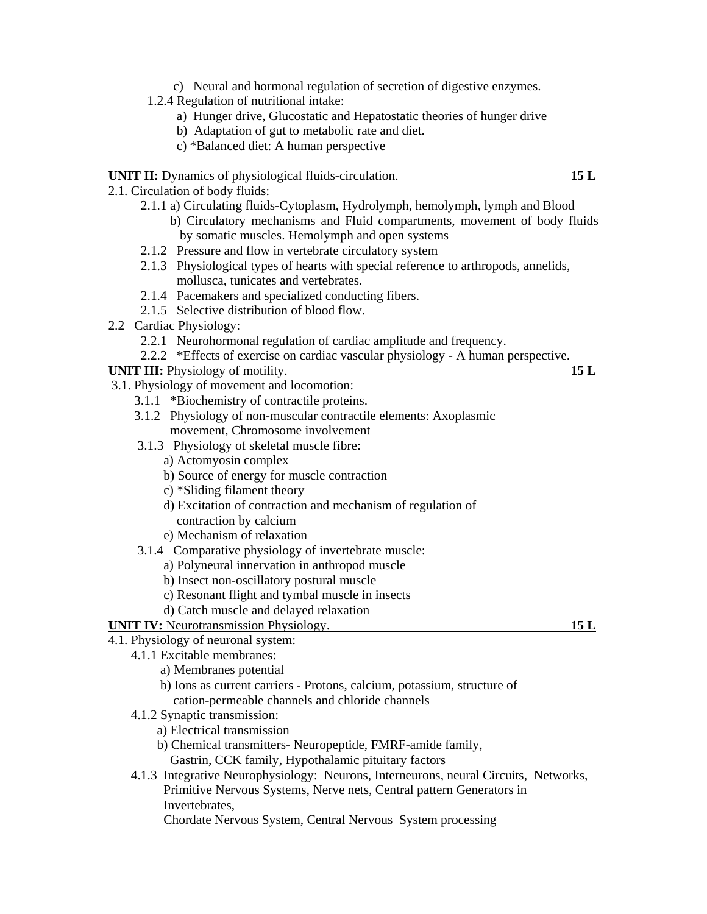c) Neural and hormonal regulation of secretion of digestive enzymes.

1.2.4 Regulation of nutritional intake:

a) Hunger drive, Glucostatic and Hepatostatic theories of hunger drive

b) Adaptation of gut to metabolic rate and diet.

c) *Balanced diet: A human perspective

**UNIT II:** Dynamics of physiological fluids-circulation. **15 L**

2.1. Circulation of body fluids:

2.1.1 a) Circulating fluids-Cytoplasm, Hydrolymph, hemolymph, lymph and Blood

b) Circulatory mechanisms and Fluid compartments, movement of body fluids by somatic muscles. Hemolymph and open systems

2.1.2 Pressure and flow in vertebrate circulatory system

2.1.3 Physiological types of hearts with special reference to arthropods, annelids, mollusca, tunicates and vertebrates.

2.1.4 Pacemakers and specialized conducting fibers.

2.1.5 Selective distribution of blood flow.

2.2 Cardiac Physiology:

2.2.1 Neurohormonal regulation of cardiac amplitude and frequency.

2.2.2 *Effects of exercise on cardiac vascular physiology - A human perspective.

**UNIT III:** Physiology of motility. **15 L**

3.1. Physiology of movement and locomotion:

3.1.1 *Biochemistry of contractile proteins.

3.1.2 Physiology of non-muscular contractile elements: Axoplasmic movement, Chromosome involvement

3.1.3 Physiology of skeletal muscle fibre:

a) Actomyosin complex

b) Source of energy for muscle contraction

c) *Sliding filament theory

d) Excitation of contraction and mechanism of regulation of contraction by calcium

e) Mechanism of relaxation

3.1.4 Comparative physiology of invertebrate muscle:

a) Polyneural innervation in anthropod muscle

b) Insect non-oscillatory postural muscle

c) Resonant flight and tymbal muscle in insects

d) Catch muscle and delayed relaxation

**UNIT IV:** Neurotransmission Physiology. **15 L**

4.1. Physiology of neuronal system:

4.1.1 Excitable membranes:

a) Membranes potential

b) Ions as current carriers - Protons, calcium, potassium, structure of cation-permeable channels and chloride channels

4.1.2 Synaptic transmission:

a) Electrical transmission

b) Chemical transmitters- Neuropeptide, FMRF-amide family, Gastrin, CCK family, Hypothalamic pituitary factors

4.1.3 Integrative Neurophysiology: Neurons, Interneurons, neural Circuits, Networks, Primitive Nervous Systems, Nerve nets, Central pattern Generators in Invertebrates,
Chordate Nervous System, Central Nervous System processing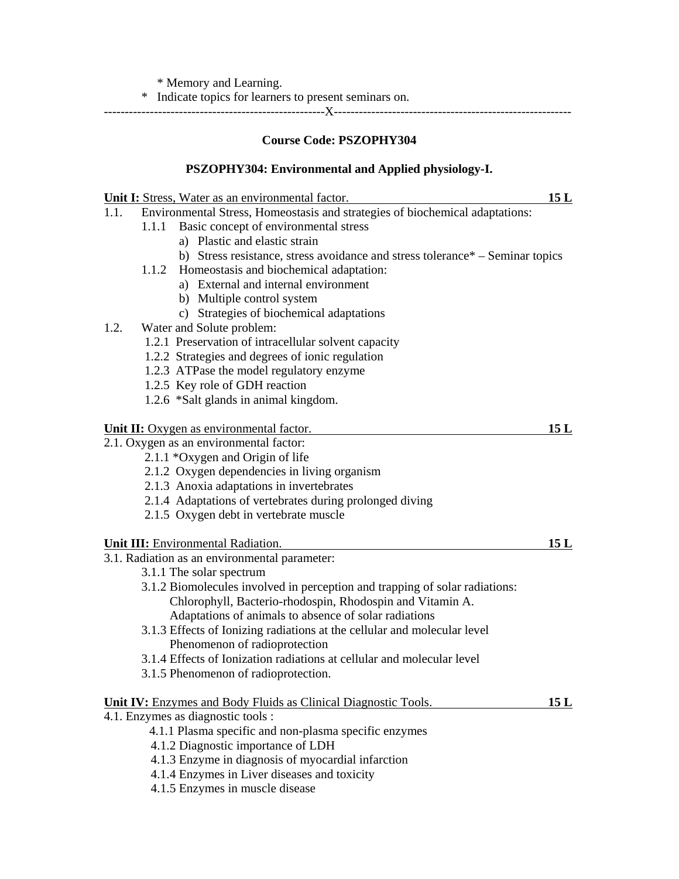* Memory and Learning.

* Indicate topics for learners to present seminars on.

-----------------------------------------------------X---------------------------------------------------------

## Course Code: PSZOPHY304

## PSZOPHY304: Environmental and Applied physiology-I.

**Unit I:** Stress, Water as an environmental factor. **15 L**

1.1. Environmental Stress, Homeostasis and strategies of biochemical adaptations:
   - 1.1.1 Basic concept of environmental stress
     - a) Plastic and elastic strain
     - b) Stress resistance, stress avoidance and stress tolerance* – Seminar topics
   - 1.1.2 Homeostasis and biochemical adaptation:
     - a) External and internal environment
     - b) Multiple control system
     - c) Strategies of biochemical adaptations

1.2. Water and Solute problem:
   - 1.2.1 Preservation of intracellular solvent capacity
   - 1.2.2 Strategies and degrees of ionic regulation
   - 1.2.3 ATPase the model regulatory enzyme
   - 1.2.5 Key role of GDH reaction
   - 1.2.6 *Salt glands in animal kingdom.

**Unit II:** Oxygen as environmental factor. **15 L**

2.1. Oxygen as an environmental factor:
   - 2.1.1 *Oxygen and Origin of life
   - 2.1.2 Oxygen dependencies in living organism
   - 2.1.3 Anoxia adaptations in invertebrates
   - 2.1.4 Adaptations of vertebrates during prolonged diving
   - 2.1.5 Oxygen debt in vertebrate muscle

**Unit III:** Environmental Radiation. **15 L**

3.1. Radiation as an environmental parameter:
   - 3.1.1 The solar spectrum
   - 3.1.2 Biomolecules involved in perception and trapping of solar radiations: Chlorophyll, Bacterio-rhodospin, Rhodospin and Vitamin A. Adaptations of animals to absence of solar radiations
   - 3.1.3 Effects of Ionizing radiations at the cellular and molecular level Phenomenon of radioprotection
   - 3.1.4 Effects of Ionization radiations at cellular and molecular level
   - 3.1.5 Phenomenon of radioprotection.

**Unit IV:** Enzymes and Body Fluids as Clinical Diagnostic Tools. **15 L**

4.1. Enzymes as diagnostic tools :
   - 4.1.1 Plasma specific and non-plasma specific enzymes
   - 4.1.2 Diagnostic importance of LDH
   - 4.1.3 Enzyme in diagnosis of myocardial infarction
   - 4.1.4 Enzymes in Liver diseases and toxicity
   - 4.1.5 Enzymes in muscle disease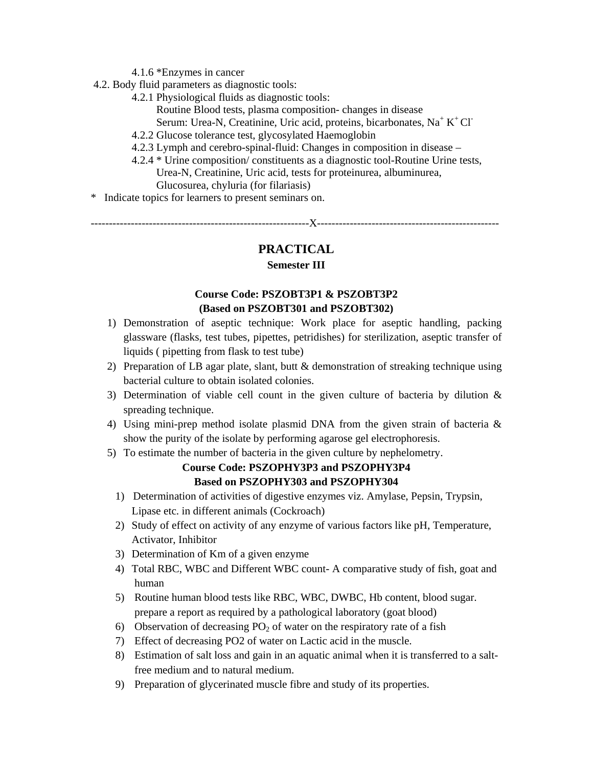4.1.6 *Enzymes in cancer

4.2. Body fluid parameters as diagnostic tools:

4.2.1 Physiological fluids as diagnostic tools:
Routine Blood tests, plasma composition- changes in disease
Serum: Urea-N, Creatinine, Uric acid, proteins, bicarbonates, $Na^+$ $K^+$ $Cl^-$

4.2.2 Glucose tolerance test, glycosylated Haemoglobin

4.2.3 Lymph and cerebro-spinal-fluid: Changes in composition in disease –

4.2.4 * Urine composition/ constituents as a diagnostic tool-Routine Urine tests, Urea-N, Creatinine, Uric acid, tests for proteinurea, albuminurea, Glucosurea, chyluria (for filariasis)

* Indicate topics for learners to present seminars on.

-----------------------------------------------------------X-------------------------------------------------

## PRACTICAL

### Semester III

**Course Code: PSZOBT3P1 & PSZOBT3P2**
**(Based on PSZOBT301 and PSZOBT302)**

1) Demonstration of aseptic technique: Work place for aseptic handling, packing glassware (flasks, test tubes, pipettes, petridishes) for sterilization, aseptic transfer of liquids ( pipetting from flask to test tube)
2) Preparation of LB agar plate, slant, butt & demonstration of streaking technique using bacterial culture to obtain isolated colonies.
3) Determination of viable cell count in the given culture of bacteria by dilution & spreading technique.
4) Using mini-prep method isolate plasmid DNA from the given strain of bacteria & show the purity of the isolate by performing agarose gel electrophoresis.
5) To estimate the number of bacteria in the given culture by nephelometry.

**Course Code: PSZOPHY3P3 and PSZOPHY3P4**
**Based on PSZOPHY303 and PSZOPHY304**

1) Determination of activities of digestive enzymes viz. Amylase, Pepsin, Trypsin, Lipase etc. in different animals (Cockroach)
2) Study of effect on activity of any enzyme of various factors like pH, Temperature, Activator, Inhibitor
3) Determination of Km of a given enzyme
4) Total RBC, WBC and Different WBC count- A comparative study of fish, goat and human
5) Routine human blood tests like RBC, WBC, DWBC, Hb content, blood sugar. prepare a report as required by a pathological laboratory (goat blood)
6) Observation of decreasing $PO_2$ of water on the respiratory rate of a fish
7) Effect of decreasing PO2 of water on Lactic acid in the muscle.
8) Estimation of salt loss and gain in an aquatic animal when it is transferred to a salt-free medium and to natural medium.
9) Preparation of glycerinated muscle fibre and study of its properties.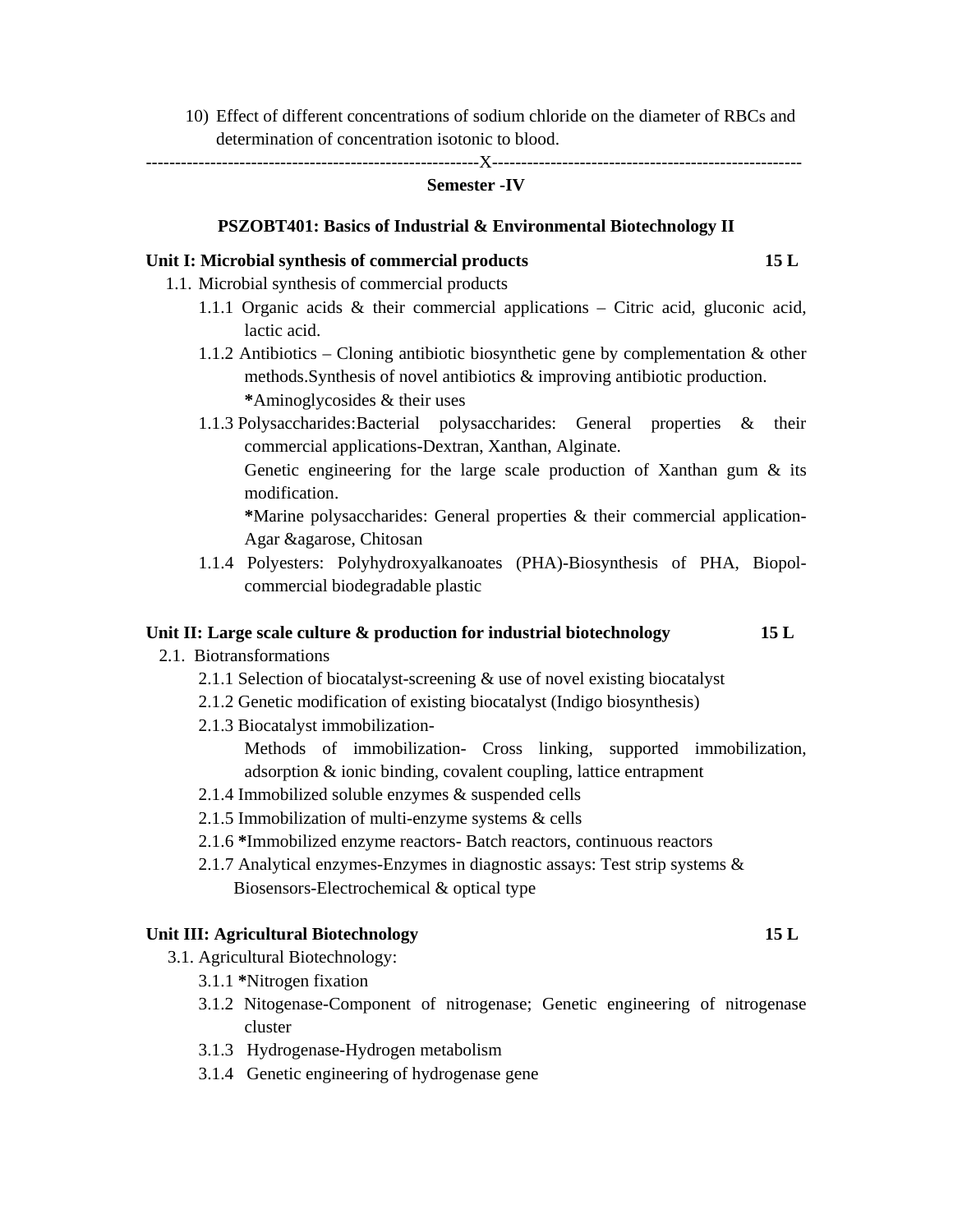10) Effect of different concentrations of sodium chloride on the diameter of RBCs and determination of concentration isotonic to blood.

---------------------------------------------------------X-----------------------------------------------------

## Semester -IV

### PSZOBT401: Basics of Industrial & Environmental Biotechnology II

**Unit I: Microbial synthesis of commercial products** **15 L**

1.1. Microbial synthesis of commercial products

- 1.1.1 Organic acids & their commercial applications – Citric acid, gluconic acid, lactic acid.
- 1.1.2 Antibiotics – Cloning antibiotic biosynthetic gene by complementation & other methods.Synthesis of novel antibiotics & improving antibiotic production.
  **\***Aminoglycosides & their uses
- 1.1.3 Polysaccharides:Bacterial polysaccharides: General properties & their commercial applications-Dextran, Xanthan, Alginate.
  Genetic engineering for the large scale production of Xanthan gum & its modification.
  **\***Marine polysaccharides: General properties & their commercial application-Agar &agarose, Chitosan
- 1.1.4 Polyesters: Polyhydroxyalkanoates (PHA)-Biosynthesis of PHA, Biopol-commercial biodegradable plastic

**Unit II: Large scale culture & production for industrial biotechnology** **15 L**

2.1. Biotransformations

- 2.1.1 Selection of biocatalyst-screening & use of novel existing biocatalyst
- 2.1.2 Genetic modification of existing biocatalyst (Indigo biosynthesis)
- 2.1.3 Biocatalyst immobilization-
  Methods of immobilization- Cross linking, supported immobilization, adsorption & ionic binding, covalent coupling, lattice entrapment
- 2.1.4 Immobilized soluble enzymes & suspended cells
- 2.1.5 Immobilization of multi-enzyme systems & cells
- 2.1.6 **\***Immobilized enzyme reactors- Batch reactors, continuous reactors
- 2.1.7 Analytical enzymes-Enzymes in diagnostic assays: Test strip systems & Biosensors-Electrochemical & optical type

**Unit III: Agricultural Biotechnology** **15 L**

3.1. Agricultural Biotechnology:

- 3.1.1 **\***Nitrogen fixation
- 3.1.2 Nitogenase-Component of nitrogenase; Genetic engineering of nitrogenase cluster
- 3.1.3 Hydrogenase-Hydrogen metabolism
- 3.1.4 Genetic engineering of hydrogenase gene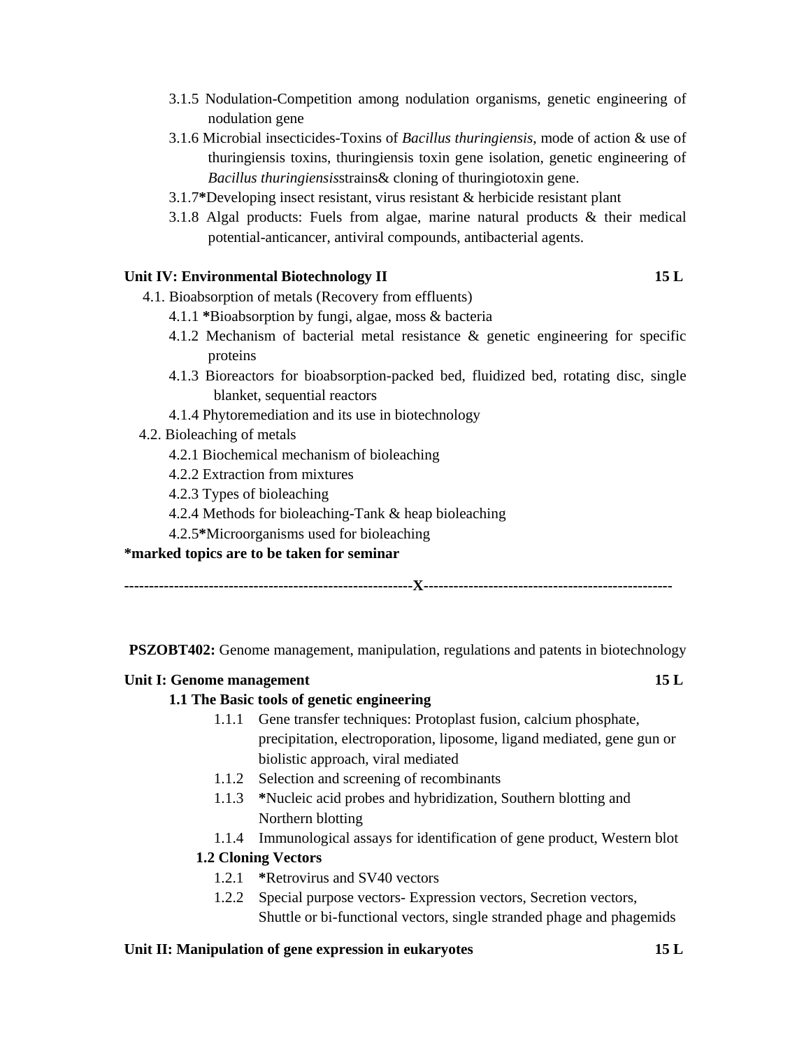- 3.1.5 Nodulation-Competition among nodulation organisms, genetic engineering of nodulation gene
- 3.1.6 Microbial insecticides-Toxins of *Bacillus thuringiensis*, mode of action & use of thuringiensis toxins, thuringiensis toxin gene isolation, genetic engineering of *Bacillus thuringiensis*strains& cloning of thuringiotoxin gene.
- 3.1.7**\***Developing insect resistant, virus resistant & herbicide resistant plant
- 3.1.8 Algal products: Fuels from algae, marine natural products & their medical potential-anticancer, antiviral compounds, antibacterial agents.

**Unit IV: Environmental Biotechnology II** **15 L**

4.1. Bioabsorption of metals (Recovery from effluents)

- 4.1.1 **\***Bioabsorption by fungi, algae, moss & bacteria
- 4.1.2 Mechanism of bacterial metal resistance & genetic engineering for specific proteins
- 4.1.3 Bioreactors for bioabsorption-packed bed, fluidized bed, rotating disc, single blanket, sequential reactors
- 4.1.4 Phytoremediation and its use in biotechnology

4.2. Bioleaching of metals

- 4.2.1 Biochemical mechanism of bioleaching
- 4.2.2 Extraction from mixtures
- 4.2.3 Types of bioleaching
- 4.2.4 Methods for bioleaching-Tank & heap bioleaching
- 4.2.5**\***Microorganisms used for bioleaching

**\*marked topics are to be taken for seminar**

**----------------------------------------------------------X--------------------------------------------------**

**PSZOBT402:** Genome management, manipulation, regulations and patents in biotechnology

**Unit I: Genome management** **15 L**

**1.1 The Basic tools of genetic engineering**

- 1.1.1 Gene transfer techniques: Protoplast fusion, calcium phosphate, precipitation, electroporation, liposome, ligand mediated, gene gun or biolistic approach, viral mediated
- 1.1.2 Selection and screening of recombinants
- 1.1.3 **\***Nucleic acid probes and hybridization, Southern blotting and Northern blotting
- 1.1.4 Immunological assays for identification of gene product, Western blot

**1.2 Cloning Vectors**

- 1.2.1 **\***Retrovirus and SV40 vectors
- 1.2.2 Special purpose vectors- Expression vectors, Secretion vectors, Shuttle or bi-functional vectors, single stranded phage and phagemids

**Unit II: Manipulation of gene expression in eukaryotes** **15 L**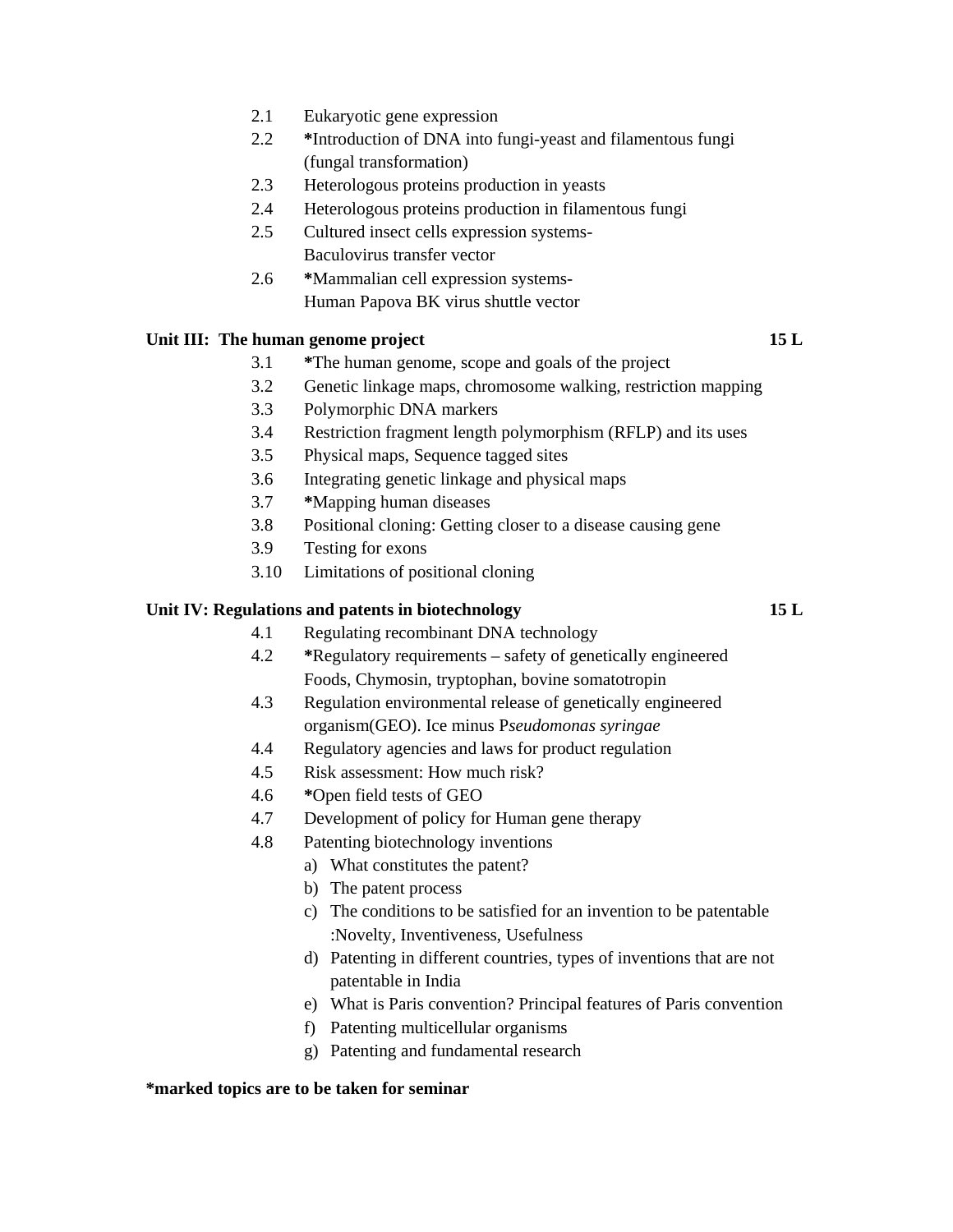2.1 Eukaryotic gene expression

2.2 ***Introduction of DNA into fungi-yeast and filamentous fungi (fungal transformation)

2.3 Heterologous proteins production in yeasts

2.4 Heterologous proteins production in filamentous fungi

2.5 Cultured insect cells expression systems- Baculovirus transfer vector

2.6 ***Mammalian cell expression systems- Human Papova BK virus shuttle vector

**Unit III: The human genome project** **15 L**

3.1 ***The human genome, scope and goals of the project

3.2 Genetic linkage maps, chromosome walking, restriction mapping

3.3 Polymorphic DNA markers

3.4 Restriction fragment length polymorphism (RFLP) and its uses

3.5 Physical maps, Sequence tagged sites

3.6 Integrating genetic linkage and physical maps

3.7 ***Mapping human diseases

3.8 Positional cloning: Getting closer to a disease causing gene

3.9 Testing for exons

3.10 Limitations of positional cloning

**Unit IV: Regulations and patents in biotechnology** **15 L**

4.1 Regulating recombinant DNA technology

4.2 ***Regulatory requirements – safety of genetically engineered Foods, Chymosin, tryptophan, bovine somatotropin

4.3 Regulation environmental release of genetically engineered organism(GEO). Ice minus P*seudomonas syringae*

4.4 Regulatory agencies and laws for product regulation

4.5 Risk assessment: How much risk?

4.6 ***Open field tests of GEO

4.7 Development of policy for Human gene therapy

4.8 Patenting biotechnology inventions

  a) What constitutes the patent?
  b) The patent process
  c) The conditions to be satisfied for an invention to be patentable :Novelty, Inventiveness, Usefulness
  d) Patenting in different countries, types of inventions that are not patentable in India
  e) What is Paris convention? Principal features of Paris convention
  f) Patenting multicellular organisms
  g) Patenting and fundamental research

**\*marked topics are to be taken for seminar**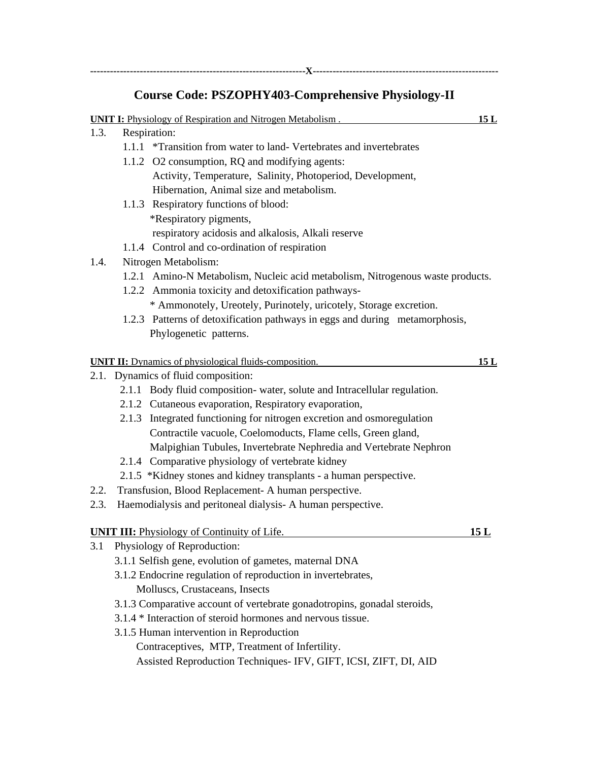------------------------------------------------------------------X---------------------------------------------------------

## Course Code: PSZOPHY403-Comprehensive Physiology-II

**UNIT I:** Physiology of Respiration and Nitrogen Metabolism . **15 L**

1.3. Respiration:
  - 1.1.1 *Transition from water to land- Vertebrates and invertebrates
  - 1.1.2 O2 consumption, RQ and modifying agents:
    Activity, Temperature, Salinity, Photoperiod, Development, Hibernation, Animal size and metabolism.
  - 1.1.3 Respiratory functions of blood:
    *Respiratory pigments,
    respiratory acidosis and alkalosis, Alkali reserve
  - 1.1.4 Control and co-ordination of respiration

1.4. Nitrogen Metabolism:
  - 1.2.1 Amino-N Metabolism, Nucleic acid metabolism, Nitrogenous waste products.
  - 1.2.2 Ammonia toxicity and detoxification pathways-
    * Ammonotely, Ureotely, Purinotely, uricotely, Storage excretion.
  - 1.2.3 Patterns of detoxification pathways in eggs and during metamorphosis, Phylogenetic patterns.

**UNIT II:** Dynamics of physiological fluids-composition. **15 L**

2.1. Dynamics of fluid composition:
  - 2.1.1 Body fluid composition- water, solute and Intracellular regulation.
  - 2.1.2 Cutaneous evaporation, Respiratory evaporation,
  - 2.1.3 Integrated functioning for nitrogen excretion and osmoregulation
    Contractile vacuole, Coelomoducts, Flame cells, Green gland, Malpighian Tubules, Invertebrate Nephredia and Vertebrate Nephron
  - 2.1.4 Comparative physiology of vertebrate kidney
  - 2.1.5 *Kidney stones and kidney transplants - a human perspective.

2.2. Transfusion, Blood Replacement- A human perspective.

2.3. Haemodialysis and peritoneal dialysis- A human perspective.

**UNIT III:** Physiology of Continuity of Life. **15 L**

3.1 Physiology of Reproduction:
  - 3.1.1 Selfish gene, evolution of gametes, maternal DNA
  - 3.1.2 Endocrine regulation of reproduction in invertebrates,
    Molluscs, Crustaceans, Insects
  - 3.1.3 Comparative account of vertebrate gonadotropins, gonadal steroids,
  - 3.1.4 * Interaction of steroid hormones and nervous tissue.
  - 3.1.5 Human intervention in Reproduction
    Contraceptives, MTP, Treatment of Infertility.
    Assisted Reproduction Techniques- IFV, GIFT, ICSI, ZIFT, DI, AID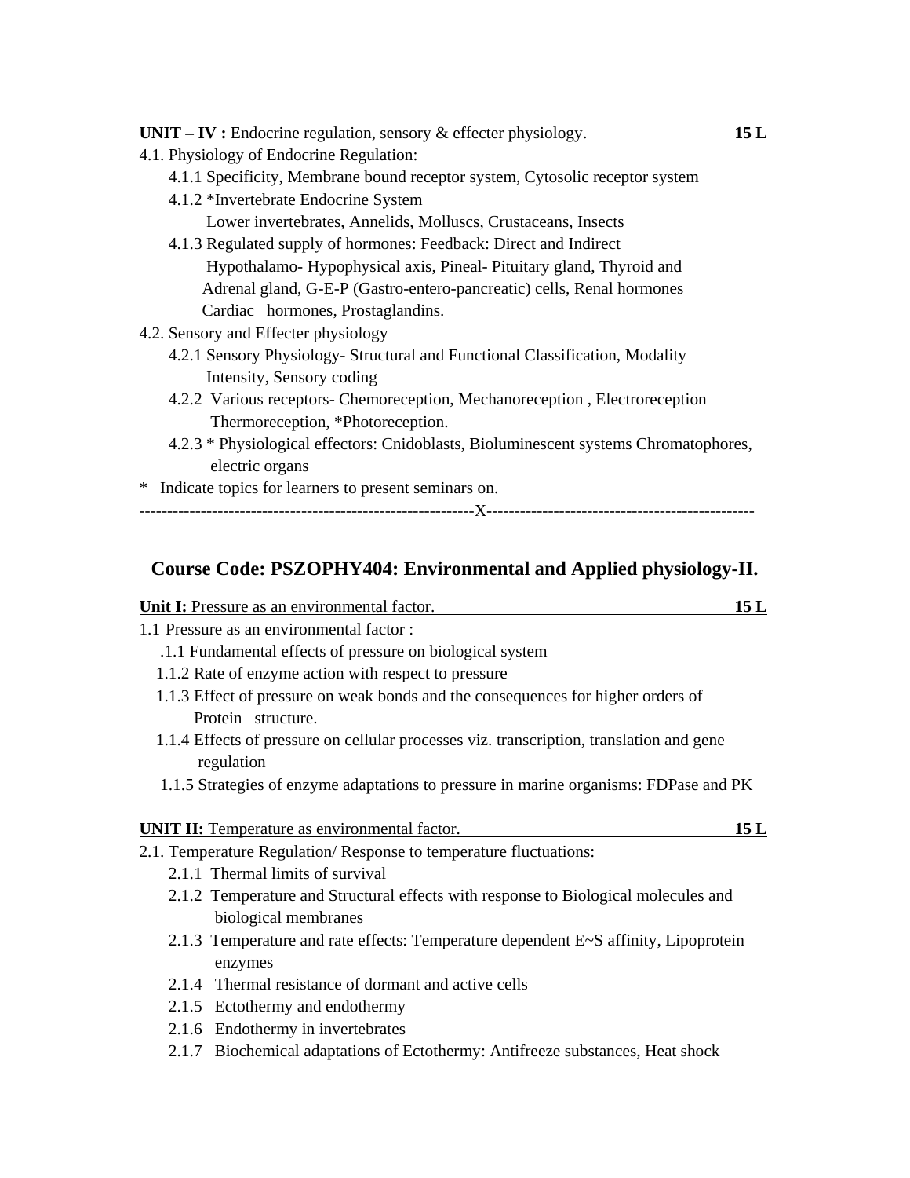**UNIT – IV :** Endocrine regulation, sensory & effecter physiology. **15 L**

4.1. Physiology of Endocrine Regulation:

- 4.1.1 Specificity, Membrane bound receptor system, Cytosolic receptor system
- 4.1.2 *Invertebrate Endocrine System
  Lower invertebrates, Annelids, Molluscs, Crustaceans, Insects
- 4.1.3 Regulated supply of hormones: Feedback: Direct and Indirect
  Hypothalamo- Hypophysical axis, Pineal- Pituitary gland, Thyroid and Adrenal gland, G-E-P (Gastro-entero-pancreatic) cells, Renal hormones Cardiac hormones, Prostaglandins.

4.2. Sensory and Effecter physiology

- 4.2.1 Sensory Physiology- Structural and Functional Classification, Modality Intensity, Sensory coding
- 4.2.2 Various receptors- Chemoreception, Mechanoreception , Electroreception Thermoreception, *Photoreception.
- 4.2.3 * Physiological effectors: Cnidoblasts, Bioluminescent systems Chromatophores, electric organs

* Indicate topics for learners to present seminars on.

------------------------------------------------------------X------------------------------------------------

## Course Code: PSZOPHY404: Environmental and Applied physiology-II.

**Unit I:** Pressure as an environmental factor. **15 L**

1.1 Pressure as an environmental factor :

- .1.1 Fundamental effects of pressure on biological system
- 1.1.2 Rate of enzyme action with respect to pressure
- 1.1.3 Effect of pressure on weak bonds and the consequences for higher orders of Protein structure.
- 1.1.4 Effects of pressure on cellular processes viz. transcription, translation and gene regulation
- 1.1.5 Strategies of enzyme adaptations to pressure in marine organisms: FDPase and PK

**UNIT II:** Temperature as environmental factor. **15 L**

2.1. Temperature Regulation/ Response to temperature fluctuations:

- 2.1.1 Thermal limits of survival
- 2.1.2 Temperature and Structural effects with response to Biological molecules and biological membranes
- 2.1.3 Temperature and rate effects: Temperature dependent E~S affinity, Lipoprotein enzymes
- 2.1.4 Thermal resistance of dormant and active cells
- 2.1.5 Ectothermy and endothermy
- 2.1.6 Endothermy in invertebrates
- 2.1.7 Biochemical adaptations of Ectothermy: Antifreeze substances, Heat shock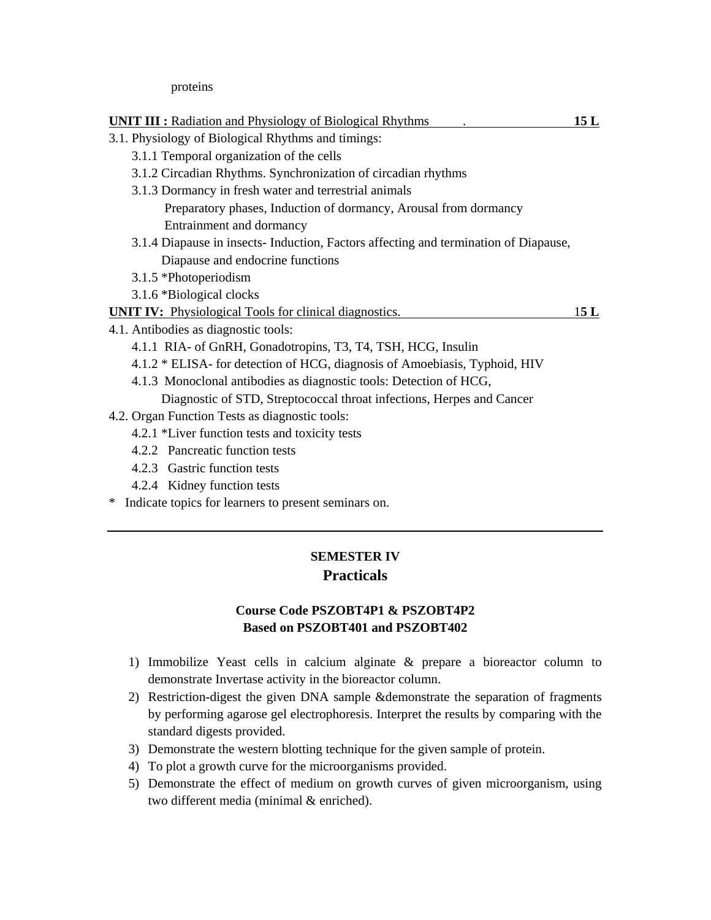proteins

**UNIT III :** Radiation and Physiology of Biological Rhythms . **15 L**

3.1. Physiology of Biological Rhythms and timings:

- 3.1.1 Temporal organization of the cells
- 3.1.2 Circadian Rhythms. Synchronization of circadian rhythms
- 3.1.3 Dormancy in fresh water and terrestrial animals
  Preparatory phases, Induction of dormancy, Arousal from dormancy
  Entrainment and dormancy
- 3.1.4 Diapause in insects- Induction, Factors affecting and termination of Diapause, Diapause and endocrine functions
- 3.1.5 *Photoperiodism
- 3.1.6 *Biological clocks

**UNIT IV:** Physiological Tools for clinical diagnostics. **15 L**

4.1. Antibodies as diagnostic tools:

- 4.1.1 RIA- of GnRH, Gonadotropins, T3, T4, TSH, HCG, Insulin
- 4.1.2 * ELISA- for detection of HCG, diagnosis of Amoebiasis, Typhoid, HIV
- 4.1.3 Monoclonal antibodies as diagnostic tools: Detection of HCG, Diagnostic of STD, Streptococcal throat infections, Herpes and Cancer

4.2. Organ Function Tests as diagnostic tools:

- 4.2.1 *Liver function tests and toxicity tests
- 4.2.2 Pancreatic function tests
- 4.2.3 Gastric function tests
- 4.2.4 Kidney function tests

\* Indicate topics for learners to present seminars on.

---

## SEMESTER IV

## Practicals

### Course Code PSZOBT4P1 & PSZOBT4P2
### Based on PSZOBT401 and PSZOBT402

1) Immobilize Yeast cells in calcium alginate & prepare a bioreactor column to demonstrate Invertase activity in the bioreactor column.
2) Restriction-digest the given DNA sample &demonstrate the separation of fragments by performing agarose gel electrophoresis. Interpret the results by comparing with the standard digests provided.
3) Demonstrate the western blotting technique for the given sample of protein.
4) To plot a growth curve for the microorganisms provided.
5) Demonstrate the effect of medium on growth curves of given microorganism, using two different media (minimal & enriched).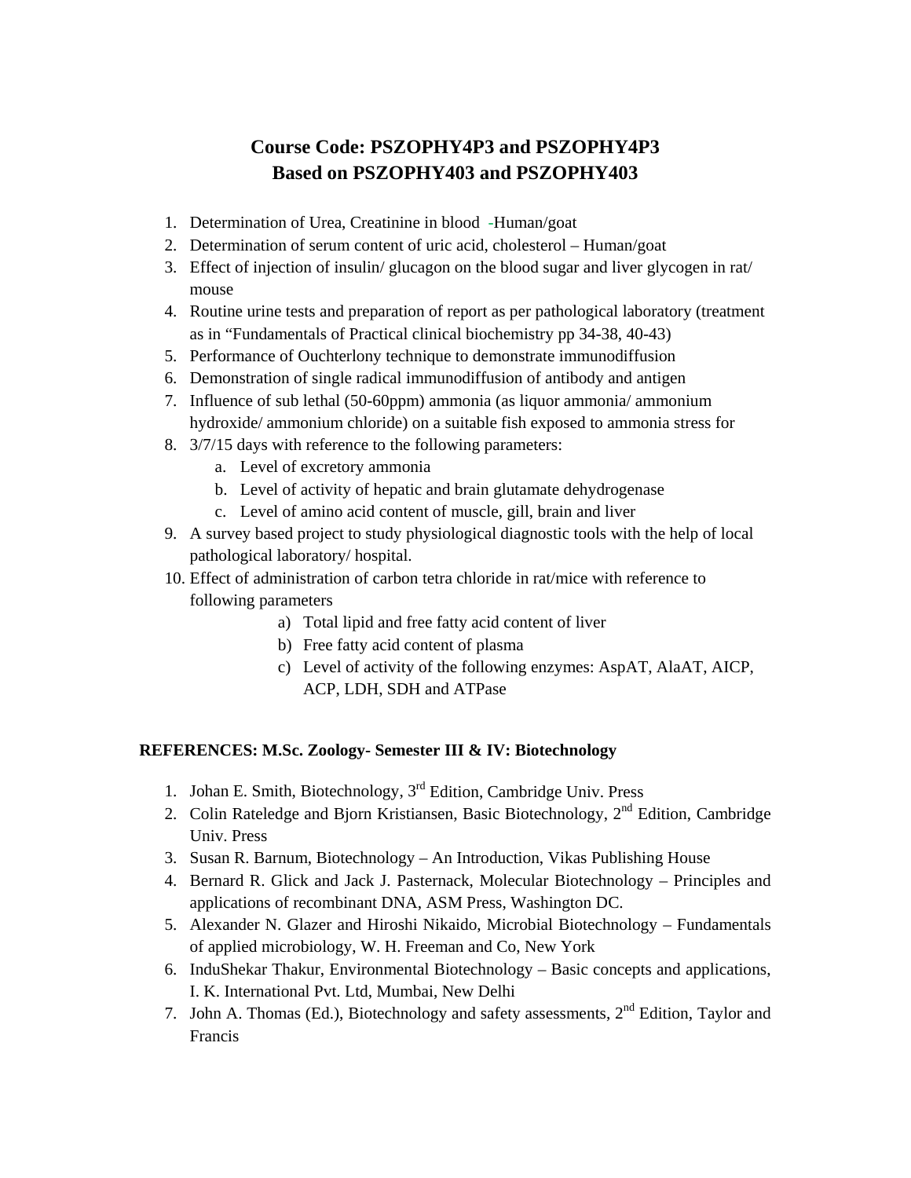## Course Code: PSZOPHY4P3 and PSZOPHY4P3
## Based on PSZOPHY403 and PSZOPHY403

1. Determination of Urea, Creatinine in blood -Human/goat
2. Determination of serum content of uric acid, cholesterol – Human/goat
3. Effect of injection of insulin/ glucagon on the blood sugar and liver glycogen in rat/ mouse
4. Routine urine tests and preparation of report as per pathological laboratory (treatment as in "Fundamentals of Practical clinical biochemistry pp 34-38, 40-43)
5. Performance of Ouchterlony technique to demonstrate immunodiffusion
6. Demonstration of single radical immunodiffusion of antibody and antigen
7. Influence of sub lethal (50-60ppm) ammonia (as liquor ammonia/ ammonium hydroxide/ ammonium chloride) on a suitable fish exposed to ammonia stress for
8. 3/7/15 days with reference to the following parameters:
   a. Level of excretory ammonia
   b. Level of activity of hepatic and brain glutamate dehydrogenase
   c. Level of amino acid content of muscle, gill, brain and liver
9. A survey based project to study physiological diagnostic tools with the help of local pathological laboratory/ hospital.
10. Effect of administration of carbon tetra chloride in rat/mice with reference to following parameters
    a) Total lipid and free fatty acid content of liver
    b) Free fatty acid content of plasma
    c) Level of activity of the following enzymes: AspAT, AlaAT, AICP, ACP, LDH, SDH and ATPase

**REFERENCES: M.Sc. Zoology- Semester III & IV: Biotechnology**

1. Johan E. Smith, Biotechnology, 3rd Edition, Cambridge Univ. Press
2. Colin Rateledge and Bjorn Kristiansen, Basic Biotechnology, 2nd Edition, Cambridge Univ. Press
3. Susan R. Barnum, Biotechnology – An Introduction, Vikas Publishing House
4. Bernard R. Glick and Jack J. Pasternack, Molecular Biotechnology – Principles and applications of recombinant DNA, ASM Press, Washington DC.
5. Alexander N. Glazer and Hiroshi Nikaido, Microbial Biotechnology – Fundamentals of applied microbiology, W. H. Freeman and Co, New York
6. InduShekar Thakur, Environmental Biotechnology – Basic concepts and applications, I. K. International Pvt. Ltd, Mumbai, New Delhi
7. John A. Thomas (Ed.), Biotechnology and safety assessments, 2nd Edition, Taylor and Francis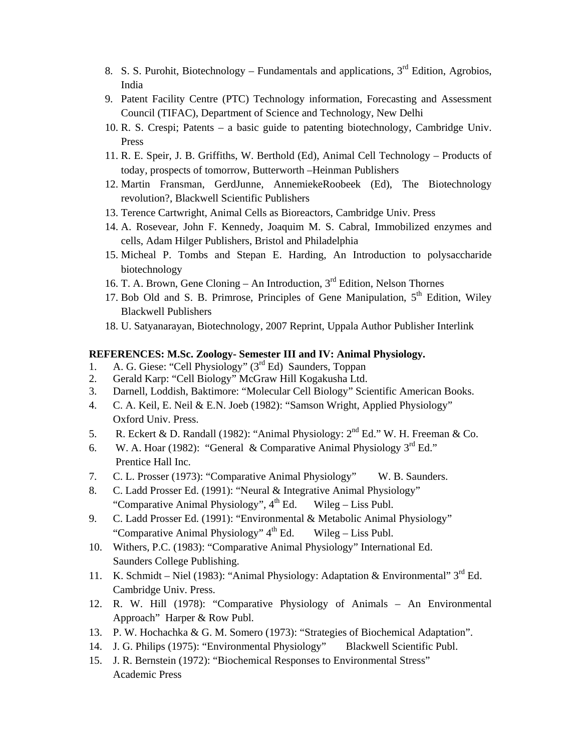8. S. S. Purohit, Biotechnology – Fundamentals and applications, 3rd Edition, Agrobios, India
9. Patent Facility Centre (PTC) Technology information, Forecasting and Assessment Council (TIFAC), Department of Science and Technology, New Delhi
10. R. S. Crespi; Patents – a basic guide to patenting biotechnology, Cambridge Univ. Press
11. R. E. Speir, J. B. Griffiths, W. Berthold (Ed), Animal Cell Technology – Products of today, prospects of tomorrow, Butterworth –Heinman Publishers
12. Martin Fransman, GerdJunne, AnnemiekeRoobeek (Ed), The Biotechnology revolution?, Blackwell Scientific Publishers
13. Terence Cartwright, Animal Cells as Bioreactors, Cambridge Univ. Press
14. A. Rosevear, John F. Kennedy, Joaquim M. S. Cabral, Immobilized enzymes and cells, Adam Hilger Publishers, Bristol and Philadelphia
15. Micheal P. Tombs and Stepan E. Harding, An Introduction to polysaccharide biotechnology
16. T. A. Brown, Gene Cloning – An Introduction, 3rd Edition, Nelson Thornes
17. Bob Old and S. B. Primrose, Principles of Gene Manipulation, 5th Edition, Wiley Blackwell Publishers
18. U. Satyanarayan, Biotechnology, 2007 Reprint, Uppala Author Publisher Interlink

**REFERENCES: M.Sc. Zoology- Semester III and IV: Animal Physiology.**

1. A. G. Giese: "Cell Physiology" (3rd Ed) Saunders, Toppan
2. Gerald Karp: "Cell Biology" McGraw Hill Kogakusha Ltd.
3. Darnell, Loddish, Baktimore: "Molecular Cell Biology" Scientific American Books.
4. C. A. Keil, E. Neil & E.N. Joeb (1982): "Samson Wright, Applied Physiology" Oxford Univ. Press.
5. R. Eckert & D. Randall (1982): "Animal Physiology: 2nd Ed." W. H. Freeman & Co.
6. W. A. Hoar (1982): "General & Comparative Animal Physiology 3rd Ed." Prentice Hall Inc.
7. C. L. Prosser (1973): "Comparative Animal Physiology" W. B. Saunders.
8. C. Ladd Prosser Ed. (1991): "Neural & Integrative Animal Physiology" "Comparative Animal Physiology", 4th Ed. Wileg – Liss Publ.
9. C. Ladd Prosser Ed. (1991): "Environmental & Metabolic Animal Physiology" "Comparative Animal Physiology" 4th Ed. Wileg – Liss Publ.
10. Withers, P.C. (1983): "Comparative Animal Physiology" International Ed. Saunders College Publishing.
11. K. Schmidt – Niel (1983): "Animal Physiology: Adaptation & Environmental" 3rd Ed. Cambridge Univ. Press.
12. R. W. Hill (1978): "Comparative Physiology of Animals – An Environmental Approach" Harper & Row Publ.
13. P. W. Hochachka & G. M. Somero (1973): "Strategies of Biochemical Adaptation".
14. J. G. Philips (1975): "Environmental Physiology" Blackwell Scientific Publ.
15. J. R. Bernstein (1972): "Biochemical Responses to Environmental Stress" Academic Press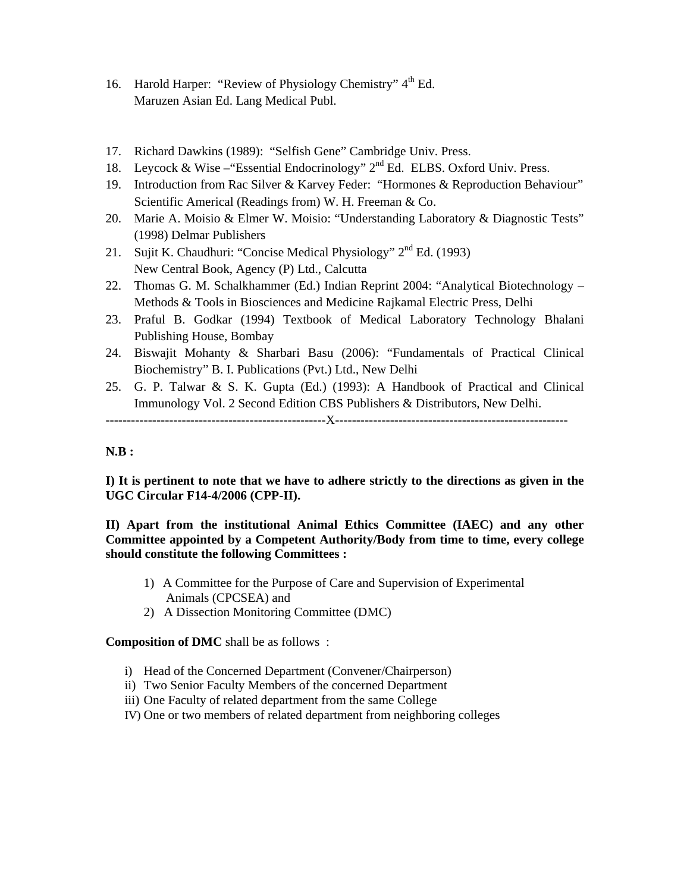16. Harold Harper: "Review of Physiology Chemistry" 4th Ed.
    Maruzen Asian Ed. Lang Medical Publ.

17. Richard Dawkins (1989): "Selfish Gene" Cambridge Univ. Press.
18. Leycock & Wise –"Essential Endocrinology" 2nd Ed. ELBS. Oxford Univ. Press.
19. Introduction from Rac Silver & Karvey Feder: "Hormones & Reproduction Behaviour" Scientific Americal (Readings from) W. H. Freeman & Co.
20. Marie A. Moisio & Elmer W. Moisio: "Understanding Laboratory & Diagnostic Tests" (1998) Delmar Publishers
21. Sujit K. Chaudhuri: "Concise Medical Physiology" 2nd Ed. (1993)
    New Central Book, Agency (P) Ltd., Calcutta
22. Thomas G. M. Schalkhammer (Ed.) Indian Reprint 2004: "Analytical Biotechnology – Methods & Tools in Biosciences and Medicine Rajkamal Electric Press, Delhi
23. Praful B. Godkar (1994) Textbook of Medical Laboratory Technology Bhalani Publishing House, Bombay
24. Biswajit Mohanty & Sharbari Basu (2006): "Fundamentals of Practical Clinical Biochemistry" B. I. Publications (Pvt.) Ltd., New Delhi
25. G. P. Talwar & S. K. Gupta (Ed.) (1993): A Handbook of Practical and Clinical Immunology Vol. 2 Second Edition CBS Publishers & Distributors, New Delhi.

---------------------------------------------------X------------------------------------------------------

**N.B :**

**I) It is pertinent to note that we have to adhere strictly to the directions as given in the UGC Circular F14-4/2006 (CPP-II).**

**II) Apart from the institutional Animal Ethics Committee (IAEC) and any other Committee appointed by a Competent Authority/Body from time to time, every college should constitute the following Committees :**

1) A Committee for the Purpose of Care and Supervision of Experimental Animals (CPCSEA) and
2) A Dissection Monitoring Committee (DMC)

**Composition of DMC** shall be as follows :

i) Head of the Concerned Department (Convener/Chairperson)
ii) Two Senior Faculty Members of the concerned Department
iii) One Faculty of related department from the same College
IV) One or two members of related department from neighboring colleges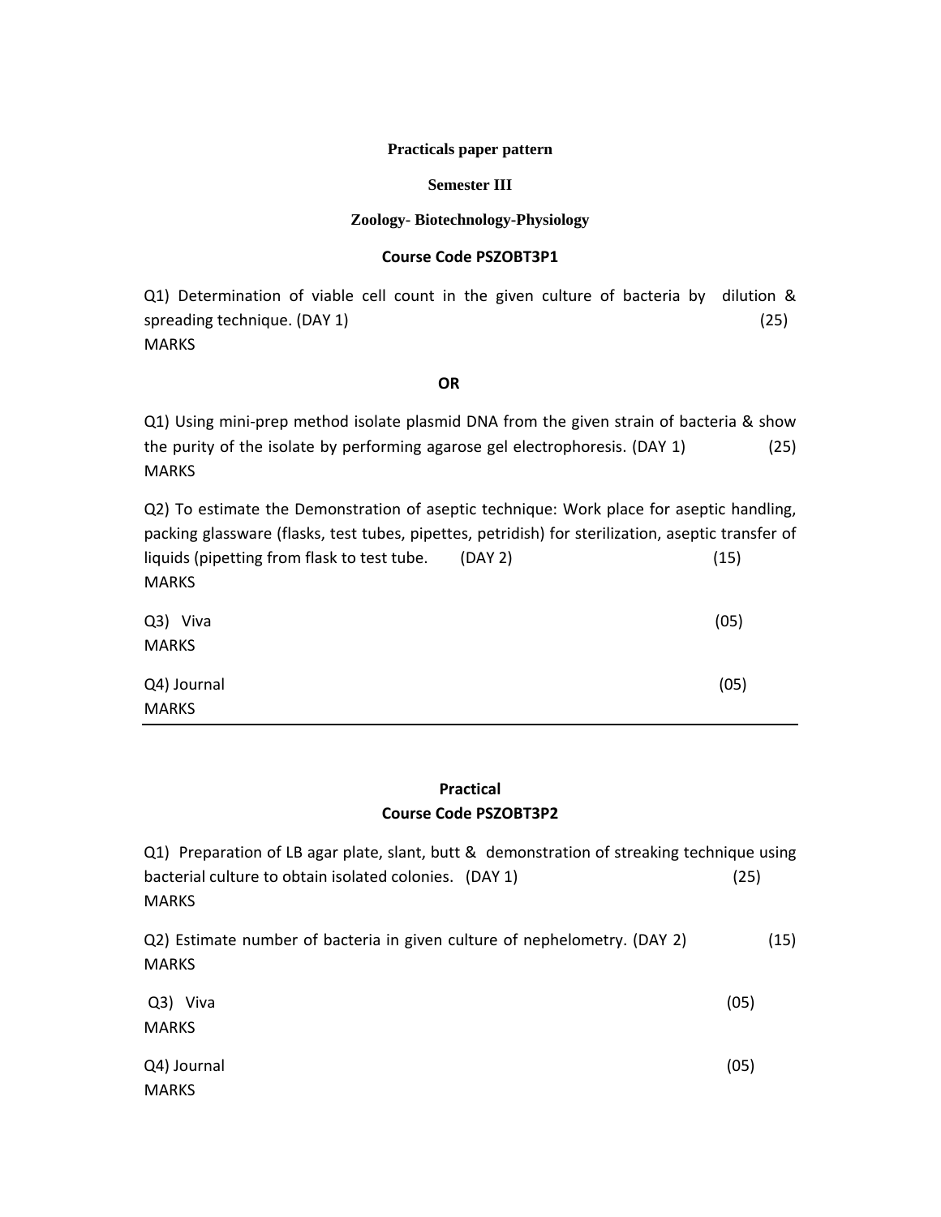**Practicals paper pattern**

**Semester III**

**Zoology- Biotechnology-Physiology**

**Course Code PSZOBT3P1**

Q1) Determination of viable cell count in the given culture of bacteria by dilution & spreading technique. (DAY 1) (25) MARKS

**OR**

Q1) Using mini-prep method isolate plasmid DNA from the given strain of bacteria & show the purity of the isolate by performing agarose gel electrophoresis. (DAY 1) (25) MARKS

Q2) To estimate the Demonstration of aseptic technique: Work place for aseptic handling, packing glassware (flasks, test tubes, pipettes, petridish) for sterilization, aseptic transfer of liquids (pipetting from flask to test tube. (DAY 2) (15) MARKS

Q3) Viva (05) MARKS

Q4) Journal (05) MARKS

---

**Practical**

**Course Code PSZOBT3P2**

Q1) Preparation of LB agar plate, slant, butt & demonstration of streaking technique using bacterial culture to obtain isolated colonies. (DAY 1) (25) MARKS

Q2) Estimate number of bacteria in given culture of nephelometry. (DAY 2) (15) MARKS

Q3) Viva (05) MARKS

Q4) Journal (05) MARKS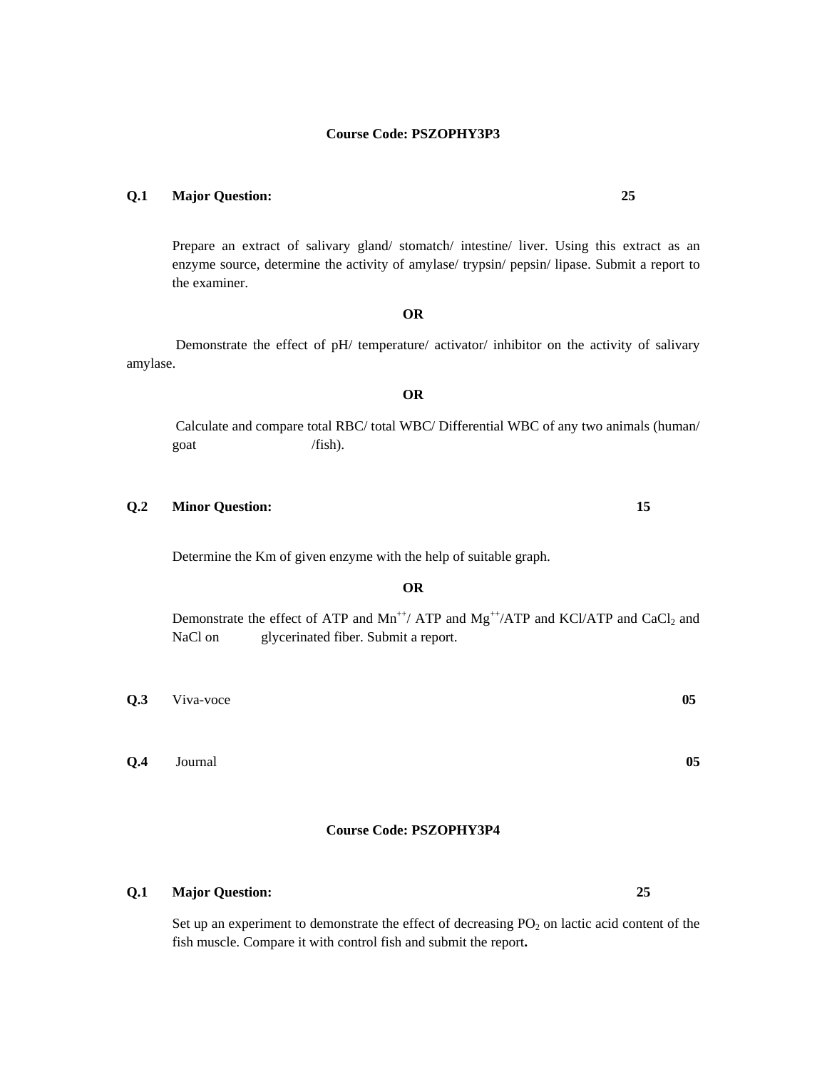**Course Code: PSZOPHY3P3**

**Q.1 Major Question:** **25**

Prepare an extract of salivary gland/ stomatch/ intestine/ liver. Using this extract as an enzyme source, determine the activity of amylase/ trypsin/ pepsin/ lipase. Submit a report to the examiner.

**OR**

Demonstrate the effect of pH/ temperature/ activator/ inhibitor on the activity of salivary amylase.

**OR**

Calculate and compare total RBC/ total WBC/ Differential WBC of any two animals (human/ goat /fish).

**Q.2 Minor Question:** **15**

Determine the Km of given enzyme with the help of suitable graph.

**OR**

Demonstrate the effect of ATP and $Mn^{++}$/ ATP and $Mg^{++}$/ATP and KCl/ATP and $CaCl_2$ and NaCl on glycerinated fiber. Submit a report.

**Q.3** Viva-voce **05**

**Q.4** Journal **05**

**Course Code: PSZOPHY3P4**

**Q.1 Major Question:** **25**

Set up an experiment to demonstrate the effect of decreasing $PO_2$ on lactic acid content of the fish muscle. Compare it with control fish and submit the report**.**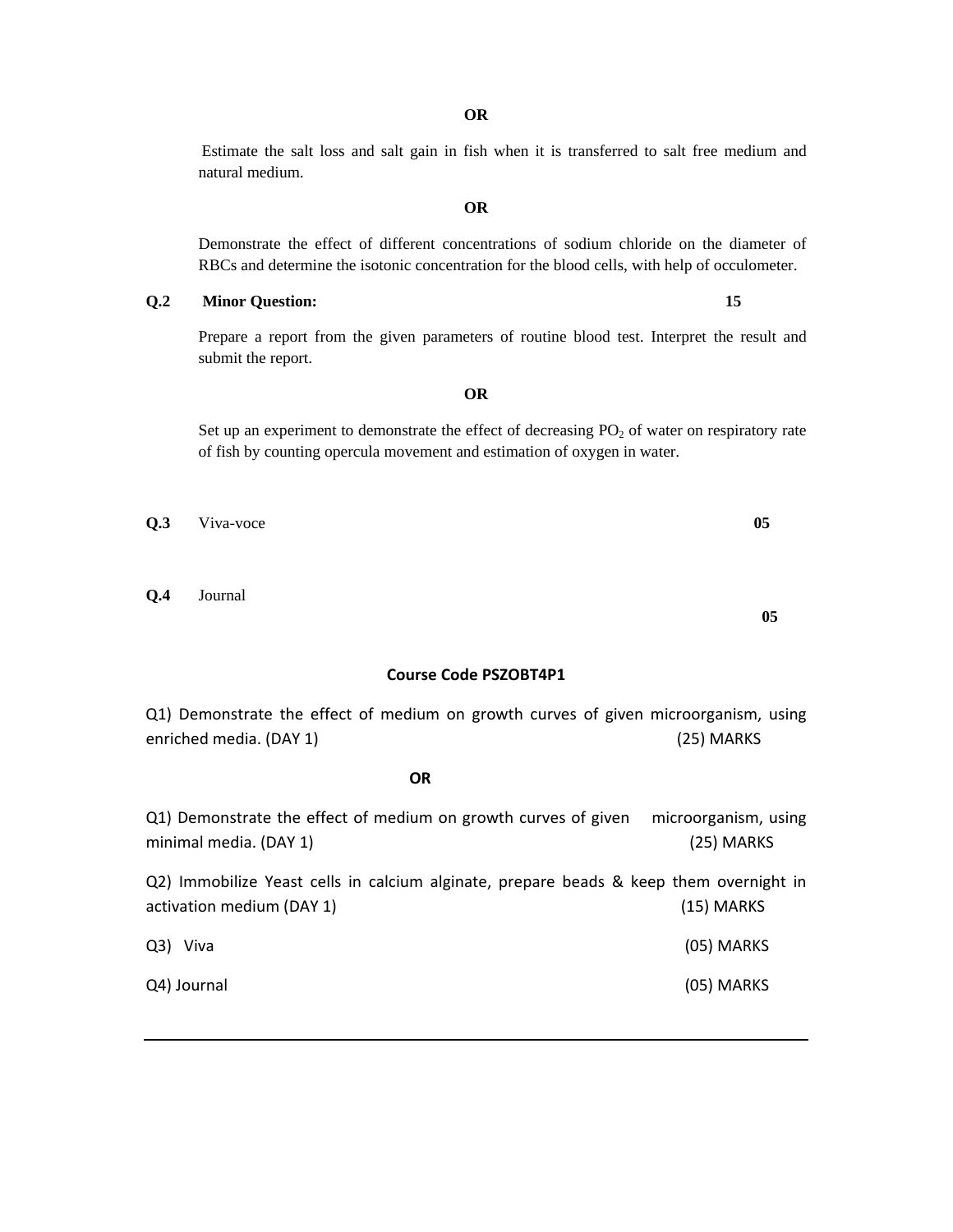**OR**

Estimate the salt loss and salt gain in fish when it is transferred to salt free medium and natural medium.

**OR**

Demonstrate the effect of different concentrations of sodium chloride on the diameter of RBCs and determine the isotonic concentration for the blood cells, with help of occulometer.

**Q.2 Minor Question:** **15**

Prepare a report from the given parameters of routine blood test. Interpret the result and submit the report.

**OR**

Set up an experiment to demonstrate the effect of decreasing $PO_2$ of water on respiratory rate of fish by counting opercula movement and estimation of oxygen in water.

**Q.3** Viva-voce **05**

**Q.4** Journal **05**

**Course Code PSZOBT4P1**

Q1) Demonstrate the effect of medium on growth curves of given microorganism, using enriched media. (DAY 1) (25) MARKS

**OR**

Q1) Demonstrate the effect of medium on growth curves of given microorganism, using minimal media. (DAY 1) (25) MARKS

Q2) Immobilize Yeast cells in calcium alginate, prepare beads & keep them overnight in activation medium (DAY 1) (15) MARKS

Q3) Viva (05) MARKS

Q4) Journal (05) MARKS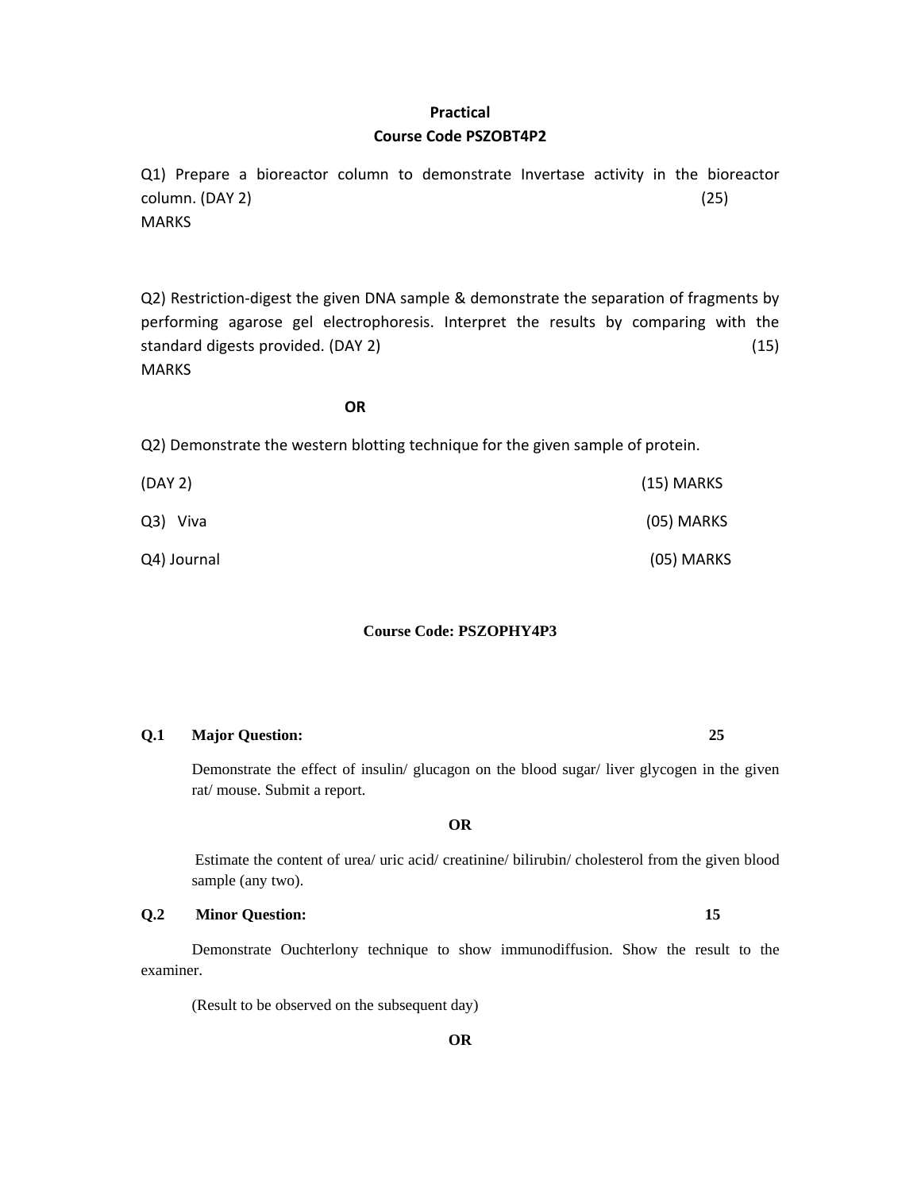**Practical**

**Course Code PSZOBT4P2**

Q1) Prepare a bioreactor column to demonstrate Invertase activity in the bioreactor column. (DAY 2) (25) MARKS

Q2) Restriction-digest the given DNA sample & demonstrate the separation of fragments by performing agarose gel electrophoresis. Interpret the results by comparing with the standard digests provided. (DAY 2) (15) MARKS

**OR**

Q2) Demonstrate the western blotting technique for the given sample of protein.

(DAY 2) (15) MARKS

Q3) Viva (05) MARKS

Q4) Journal (05) MARKS

**Course Code: PSZOPHY4P3**

**Q.1 Major Question: 25**

Demonstrate the effect of insulin/ glucagon on the blood sugar/ liver glycogen in the given rat/ mouse. Submit a report.

**OR**

Estimate the content of urea/ uric acid/ creatinine/ bilirubin/ cholesterol from the given blood sample (any two).

**Q.2 Minor Question: 15**

Demonstrate Ouchterlony technique to show immunodiffusion. Show the result to the examiner.

(Result to be observed on the subsequent day)

**OR**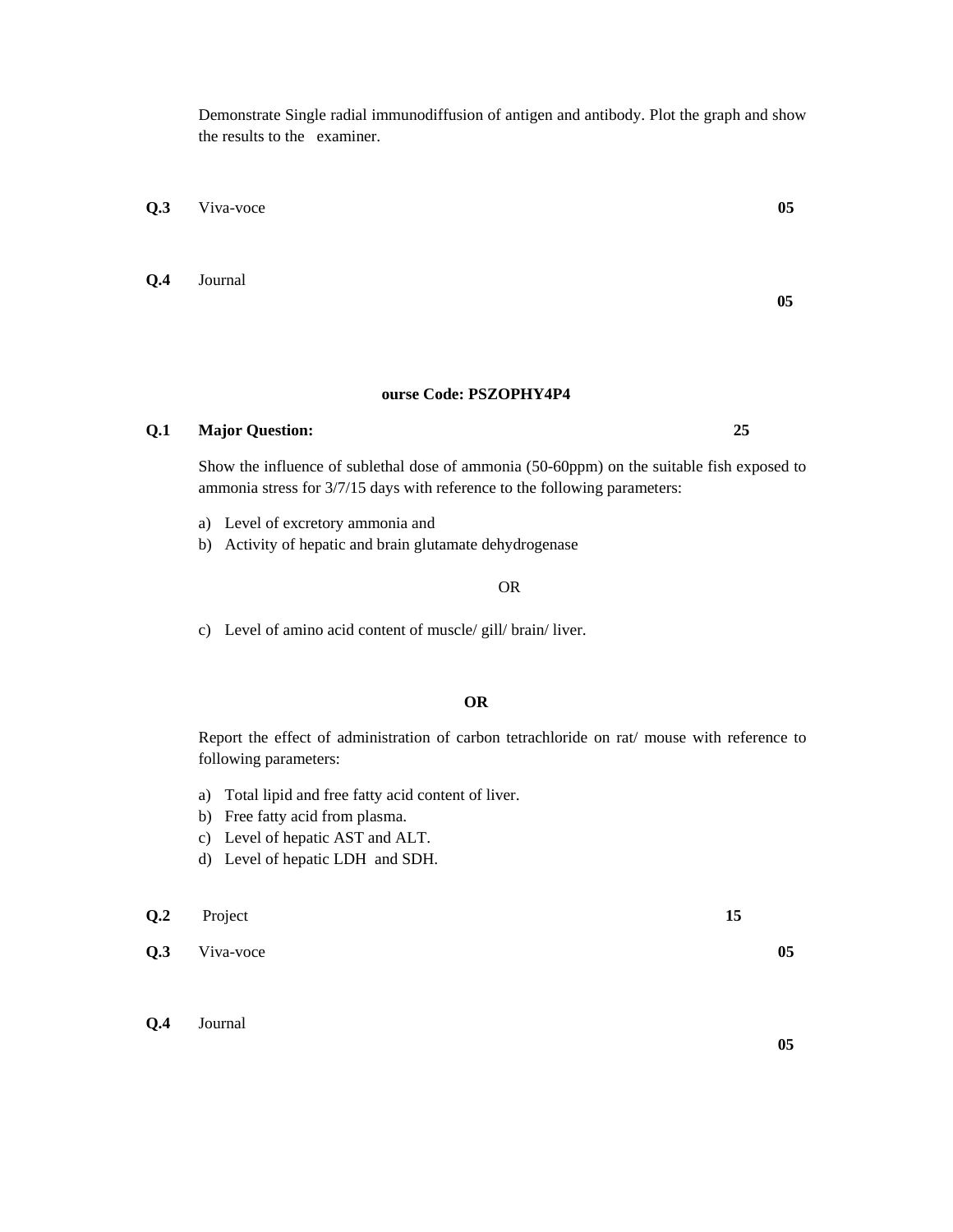Demonstrate Single radial immunodiffusion of antigen and antibody. Plot the graph and show the results to the examiner.

**Q.3** Viva-voce **05**

**Q.4** Journal **05**

**ourse Code: PSZOPHY4P4**

**Q.1** **Major Question:** **25**

Show the influence of sublethal dose of ammonia (50-60ppm) on the suitable fish exposed to ammonia stress for 3/7/15 days with reference to the following parameters:

a) Level of excretory ammonia and
b) Activity of hepatic and brain glutamate dehydrogenase

OR

c) Level of amino acid content of muscle/ gill/ brain/ liver.

**OR**

Report the effect of administration of carbon tetrachloride on rat/ mouse with reference to following parameters:

a) Total lipid and free fatty acid content of liver.
b) Free fatty acid from plasma.
c) Level of hepatic AST and ALT.
d) Level of hepatic LDH and SDH.

**Q.2** Project **15**

**Q.3** Viva-voce **05**

**Q.4** Journal **05**